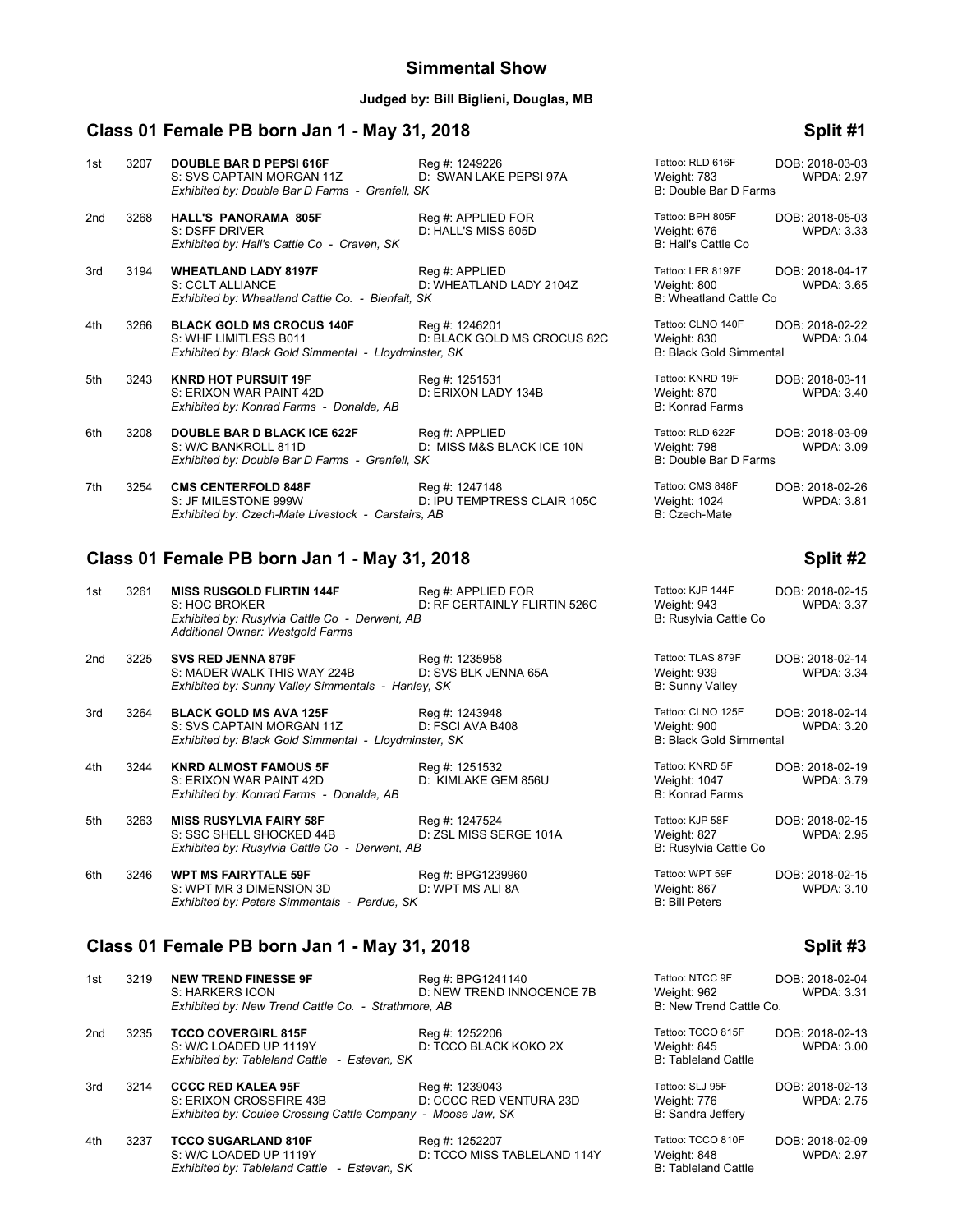# Simmental Show

**Judged by: Bill Biglieni, Douglas, MB**

## Class 01 Female PB born Jan 1 - May 31, 2018 — Split #1

1st 3207 **DOUBLE BAR D PEPSI 616F** Reg #: 1249226 Tattoo: RLD 616F DOB: 2018-03-03
S: SVS CAPTAIN MORGAN 11Z D: SWAN LAKE PEPSI 97A Weight: 783 WPDA: 2.97
*Exhibited by: Double Bar D Farms - Grenfell, SK* B: Double Bar D Farms

2nd 3268 **HALL'S PANORAMA 805F** Reg #: APPLIED FOR Tattoo: BPH 805F DOB: 2018-05-03
S: DSFF DRIVER D: HALL'S MISS 605D Weight: 676 WPDA: 3.33
*Exhibited by: Hall's Cattle Co - Craven, SK* B: Hall's Cattle Co

3rd 3194 **WHEATLAND LADY 8197F** Reg #: APPLIED Tattoo: LER 8197F DOB: 2018-04-17
S: CCLT ALLIANCE D: WHEATLAND LADY 2104Z Weight: 800 WPDA: 3.65
*Exhibited by: Wheatland Cattle Co. - Bienfait, SK* B: Wheatland Cattle Co

4th 3266 **BLACK GOLD MS CROCUS 140F** Reg #: 1246201 Tattoo: CLNO 140F DOB: 2018-02-22
S: WHF LIMITLESS B011 D: BLACK GOLD MS CROCUS 82C Weight: 830 WPDA: 3.04
*Exhibited by: Black Gold Simmental - Lloydminster, SK* B: Black Gold Simmental

5th 3243 **KNRD HOT PURSUIT 19F** Reg #: 1251531 Tattoo: KNRD 19F DOB: 2018-03-11
S: ERIXON WAR PAINT 42D D: ERIXON LADY 134B Weight: 870 WPDA: 3.40
*Exhibited by: Konrad Farms - Donalda, AB* B: Konrad Farms

6th 3208 **DOUBLE BAR D BLACK ICE 622F** Reg #: APPLIED Tattoo: RLD 622F DOB: 2018-03-09
S: W/C BANKROLL 811D D: MISS M&S BLACK ICE 10N Weight: 798 WPDA: 3.09
*Exhibited by: Double Bar D Farms - Grenfell, SK* B: Double Bar D Farms

7th 3254 **CMS CENTERFOLD 848F** Reg #: 1247148 Tattoo: CMS 848F DOB: 2018-02-26
S: JF MILESTONE 999W D: IPU TEMPTRESS CLAIR 105C Weight: 1024 WPDA: 3.81
*Exhibited by: Czech-Mate Livestock - Carstairs, AB* B: Czech-Mate

## Class 01 Female PB born Jan 1 - May 31, 2018 — Split #2

1st 3261 **MISS RUSGOLD FLIRTIN 144F** Reg #: APPLIED FOR Tattoo: KJP 144F DOB: 2018-02-15
S: HOC BROKER D: RF CERTAINLY FLIRTIN 526C Weight: 943 WPDA: 3.37
*Exhibited by: Rusylvia Cattle Co - Derwent, AB* B: Rusylvia Cattle Co
*Additional Owner: Westgold Farms*

2nd 3225 **SVS RED JENNA 879F** Reg #: 1235958 Tattoo: TLAS 879F DOB: 2018-02-14
S: MADER WALK THIS WAY 224B D: SVS BLK JENNA 65A Weight: 939 WPDA: 3.34
*Exhibited by: Sunny Valley Simmentals - Hanley, SK* B: Sunny Valley

3rd 3264 **BLACK GOLD MS AVA 125F** Reg #: 1243948 Tattoo: CLNO 125F DOB: 2018-02-14
S: SVS CAPTAIN MORGAN 11Z D: FSCI AVA B408 Weight: 900 WPDA: 3.20
*Exhibited by: Black Gold Simmental - Lloydminster, SK* B: Black Gold Simmental

4th 3244 **KNRD ALMOST FAMOUS 5F** Reg #: 1251532 Tattoo: KNRD 5F DOB: 2018-02-19
S: ERIXON WAR PAINT 42D D: KIMLAKE GEM 856U Weight: 1047 WPDA: 3.79
*Exhibited by: Konrad Farms - Donalda, AB* B: Konrad Farms

5th 3263 **MISS RUSYLVIA FAIRY 58F** Reg #: 1247524 Tattoo: KJP 58F DOB: 2018-02-15
S: SSC SHELL SHOCKED 44B D: ZSL MISS SERGE 101A Weight: 827 WPDA: 2.95
*Exhibited by: Rusylvia Cattle Co - Derwent, AB* B: Rusylvia Cattle Co

6th 3246 **WPT MS FAIRYTALE 59F** Reg #: BPG1239960 Tattoo: WPT 59F DOB: 2018-02-15
S: WPT MR 3 DIMENSION 3D D: WPT MS ALI 8A Weight: 867 WPDA: 3.10
*Exhibited by: Peters Simmentals - Perdue, SK* B: Bill Peters

## Class 01 Female PB born Jan 1 - May 31, 2018 — Split #3

1st 3219 **NEW TREND FINESSE 9F** Reg #: BPG1241140 Tattoo: NTCC 9F DOB: 2018-02-04
S: HARKERS ICON D: NEW TREND INNOCENCE 7B Weight: 962 WPDA: 3.31
*Exhibited by: New Trend Cattle Co. - Strathmore, AB* B: New Trend Cattle Co.

2nd 3235 **TCCO COVERGIRL 815F** Reg #: 1252206 Tattoo: TCCO 815F DOB: 2018-02-13
S: W/C LOADED UP 1119Y D: TCCO BLACK KOKO 2X Weight: 845 WPDA: 3.00
*Exhibited by: Tableland Cattle - Estevan, SK* B: Tableland Cattle

3rd 3214 **CCCC RED KALEA 95F** Reg #: 1239043 Tattoo: SLJ 95F DOB: 2018-02-13
S: ERIXON CROSSFIRE 43B D: CCCC RED VENTURA 23D Weight: 776 WPDA: 2.75
*Exhibited by: Coulee Crossing Cattle Company - Moose Jaw, SK* B: Sandra Jeffery

4th 3237 **TCCO SUGARLAND 810F** Reg #: 1252207 Tattoo: TCCO 810F DOB: 2018-02-09
S: W/C LOADED UP 1119Y D: TCCO MISS TABLELAND 114Y Weight: 848 WPDA: 2.97
*Exhibited by: Tableland Cattle - Estevan, SK* B: Tableland Cattle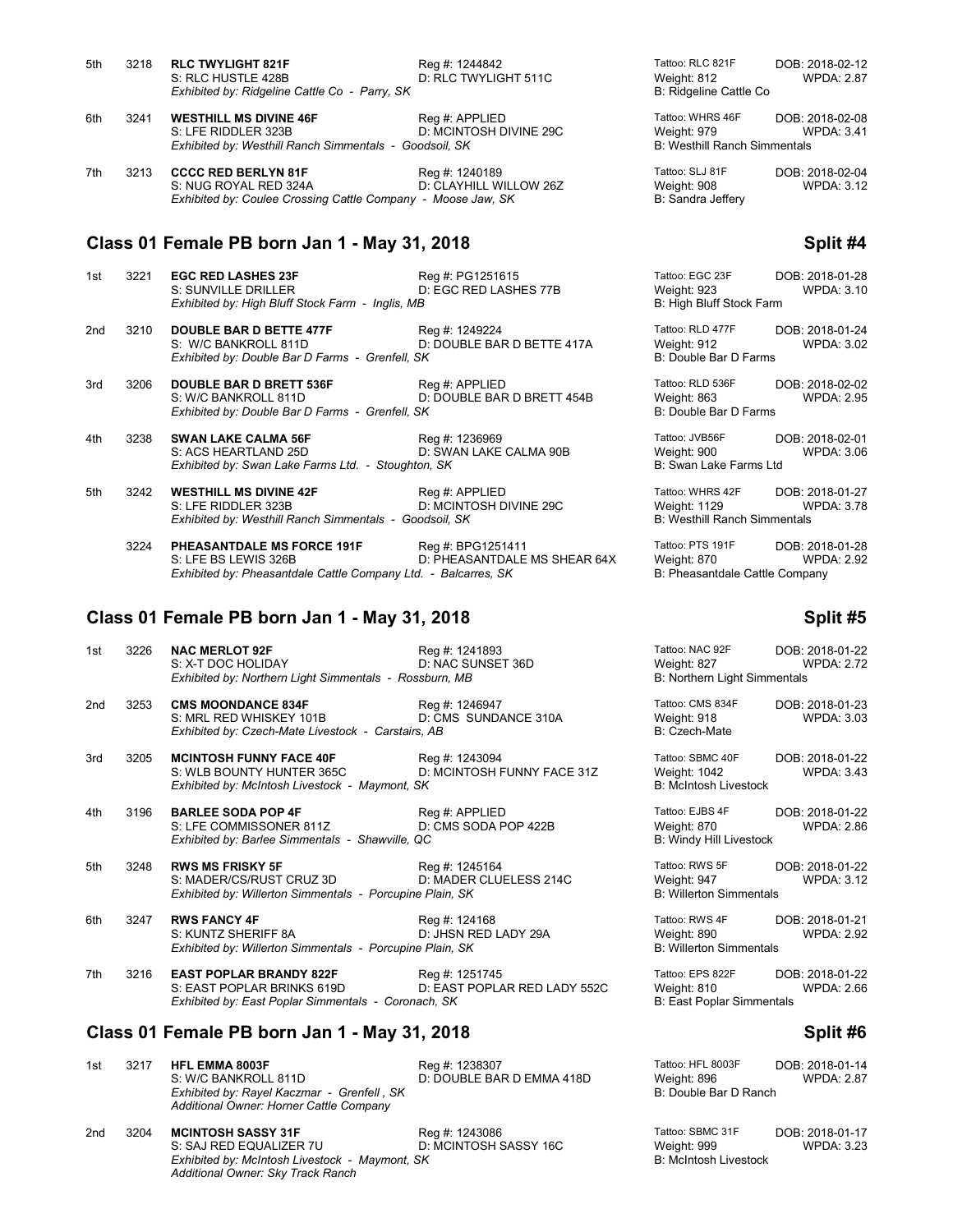| Place | No. | Name | Reg # | Tattoo | DOB |
|---|---|---|---|---|---|
| 5th | 3218 | **RLC TWYLIGHT 821F** | Reg #: 1244842 | Tattoo: RLC 821F | DOB: 2018-02-12 |
| | | S: RLC HUSTLE 428B | D: RLC TWYLIGHT 511C | Weight: 812 | WPDA: 2.87 |
| | | *Exhibited by: Ridgeline Cattle Co - Parry, SK* | | B: Ridgeline Cattle Co | |
| 6th | 3241 | **WESTHILL MS DIVINE 46F** | Reg #: APPLIED | Tattoo: WHRS 46F | DOB: 2018-02-08 |
| | | S: LFE RIDDLER 323B | D: MCINTOSH DIVINE 29C | Weight: 979 | WPDA: 3.41 |
| | | *Exhibited by: Westhill Ranch Simmentals - Goodsoil, SK* | | B: Westhill Ranch Simmentals | |
| 7th | 3213 | **CCCC RED BERLYN 81F** | Reg #: 1240189 | Tattoo: SLJ 81F | DOB: 2018-02-04 |
| | | S: NUG ROYAL RED 324A | D: CLAYHILL WILLOW 26Z | Weight: 908 | WPDA: 3.12 |
| | | *Exhibited by: Coulee Crossing Cattle Company - Moose Jaw, SK* | | B: Sandra Jeffery | |

## Class 01 Female PB born Jan 1 - May 31, 2018 — Split #4

| Place | No. | Name | Reg # | Tattoo | DOB |
|---|---|---|---|---|---|
| 1st | 3221 | **EGC RED LASHES 23F** | Reg #: PG1251615 | Tattoo: EGC 23F | DOB: 2018-01-28 |
| | | S: SUNVILLE DRILLER | D: EGC RED LASHES 77B | Weight: 923 | WPDA: 3.10 |
| | | *Exhibited by: High Bluff Stock Farm - Inglis, MB* | | B: High Bluff Stock Farm | |
| 2nd | 3210 | **DOUBLE BAR D BETTE 477F** | Reg #: 1249224 | Tattoo: RLD 477F | DOB: 2018-01-24 |
| | | S: W/C BANKROLL 811D | D: DOUBLE BAR D BETTE 417A | Weight: 912 | WPDA: 3.02 |
| | | *Exhibited by: Double Bar D Farms - Grenfell, SK* | | B: Double Bar D Farms | |
| 3rd | 3206 | **DOUBLE BAR D BRETT 536F** | Reg #: APPLIED | Tattoo: RLD 536F | DOB: 2018-02-02 |
| | | S: W/C BANKROLL 811D | D: DOUBLE BAR D BRETT 454B | Weight: 863 | WPDA: 2.95 |
| | | *Exhibited by: Double Bar D Farms - Grenfell, SK* | | B: Double Bar D Farms | |
| 4th | 3238 | **SWAN LAKE CALMA 56F** | Reg #: 1236969 | Tattoo: JVB56F | DOB: 2018-02-01 |
| | | S: ACS HEARTLAND 25D | D: SWAN LAKE CALMA 90B | Weight: 900 | WPDA: 3.06 |
| | | *Exhibited by: Swan Lake Farms Ltd. - Stoughton, SK* | | B: Swan Lake Farms Ltd | |
| 5th | 3242 | **WESTHILL MS DIVINE 42F** | Reg #: APPLIED | Tattoo: WHRS 42F | DOB: 2018-01-27 |
| | | S: LFE RIDDLER 323B | D: MCINTOSH DIVINE 29C | Weight: 1129 | WPDA: 3.78 |
| | | *Exhibited by: Westhill Ranch Simmentals - Goodsoil, SK* | | B: Westhill Ranch Simmentals | |
| | 3224 | **PHEASANTDALE MS FORCE 191F** | Reg #: BPG1251411 | Tattoo: PTS 191F | DOB: 2018-01-28 |
| | | S: LFE BS LEWIS 326B | D: PHEASANTDALE MS SHEAR 64X | Weight: 870 | WPDA: 2.92 |
| | | *Exhibited by: Pheasantdale Cattle Company Ltd. - Balcarres, SK* | | B: Pheasantdale Cattle Company | |

## Class 01 Female PB born Jan 1 - May 31, 2018 — Split #5

| Place | No. | Name | Reg # | Tattoo | DOB |
|---|---|---|---|---|---|
| 1st | 3226 | **NAC MERLOT 92F** | Reg #: 1241893 | Tattoo: NAC 92F | DOB: 2018-01-22 |
| | | S: X-T DOC HOLIDAY | D: NAC SUNSET 36D | Weight: 827 | WPDA: 2.72 |
| | | *Exhibited by: Northern Light Simmentals - Rossburn, MB* | | B: Northern Light Simmentals | |
| 2nd | 3253 | **CMS MOONDANCE 834F** | Reg #: 1246947 | Tattoo: CMS 834F | DOB: 2018-01-23 |
| | | S: MRL RED WHISKEY 101B | D: CMS SUNDANCE 310A | Weight: 918 | WPDA: 3.03 |
| | | *Exhibited by: Czech-Mate Livestock - Carstairs, AB* | | B: Czech-Mate | |
| 3rd | 3205 | **MCINTOSH FUNNY FACE 40F** | Reg #: 1243094 | Tattoo: SBMC 40F | DOB: 2018-01-22 |
| | | S: WLB BOUNTY HUNTER 365C | D: MCINTOSH FUNNY FACE 31Z | Weight: 1042 | WPDA: 3.43 |
| | | *Exhibited by: McIntosh Livestock - Maymont, SK* | | B: McIntosh Livestock | |
| 4th | 3196 | **BARLEE SODA POP 4F** | Reg #: APPLIED | Tattoo: EJBS 4F | DOB: 2018-01-22 |
| | | S: LFE COMMISSONER 811Z | D: CMS SODA POP 422B | Weight: 870 | WPDA: 2.86 |
| | | *Exhibited by: Barlee Simmentals - Shawville, QC* | | B: Windy Hill Livestock | |
| 5th | 3248 | **RWS MS FRISKY 5F** | Reg #: 1245164 | Tattoo: RWS 5F | DOB: 2018-01-22 |
| | | S: MADER/CS/RUST CRUZ 3D | D: MADER CLUELESS 214C | Weight: 947 | WPDA: 3.12 |
| | | *Exhibited by: Willerton Simmentals - Porcupine Plain, SK* | | B: Willerton Simmentals | |
| 6th | 3247 | **RWS FANCY 4F** | Reg #: 124168 | Tattoo: RWS 4F | DOB: 2018-01-21 |
| | | S: KUNTZ SHERIFF 8A | D: JHSN RED LADY 29A | Weight: 890 | WPDA: 2.92 |
| | | *Exhibited by: Willerton Simmentals - Porcupine Plain, SK* | | B: Willerton Simmentals | |
| 7th | 3216 | **EAST POPLAR BRANDY 822F** | Reg #: 1251745 | Tattoo: EPS 822F | DOB: 2018-01-22 |
| | | S: EAST POPLAR BRINKS 619D | D: EAST POPLAR RED LADY 552C | Weight: 810 | WPDA: 2.66 |
| | | *Exhibited by: East Poplar Simmentals - Coronach, SK* | | B: East Poplar Simmentals | |

## Class 01 Female PB born Jan 1 - May 31, 2018 — Split #6

| Place | No. | Name | Reg # | Tattoo | DOB |
|---|---|---|---|---|---|
| 1st | 3217 | **HFL EMMA 8003F** | Reg #: 1238307 | Tattoo: HFL 8003F | DOB: 2018-01-14 |
| | | S: W/C BANKROLL 811D | D: DOUBLE BAR D EMMA 418D | Weight: 896 | WPDA: 2.87 |
| | | *Exhibited by: Rayel Kaczmar - Grenfell , SK* | | B: Double Bar D Ranch | |
| | | *Additional Owner: Horner Cattle Company* | | | |
| 2nd | 3204 | **MCINTOSH SASSY 31F** | Reg #: 1243086 | Tattoo: SBMC 31F | DOB: 2018-01-17 |
| | | S: SAJ RED EQUALIZER 7U | D: MCINTOSH SASSY 16C | Weight: 999 | WPDA: 3.23 |
| | | *Exhibited by: McIntosh Livestock - Maymont, SK* | | B: McIntosh Livestock | |
| | | *Additional Owner: Sky Track Ranch* | | | |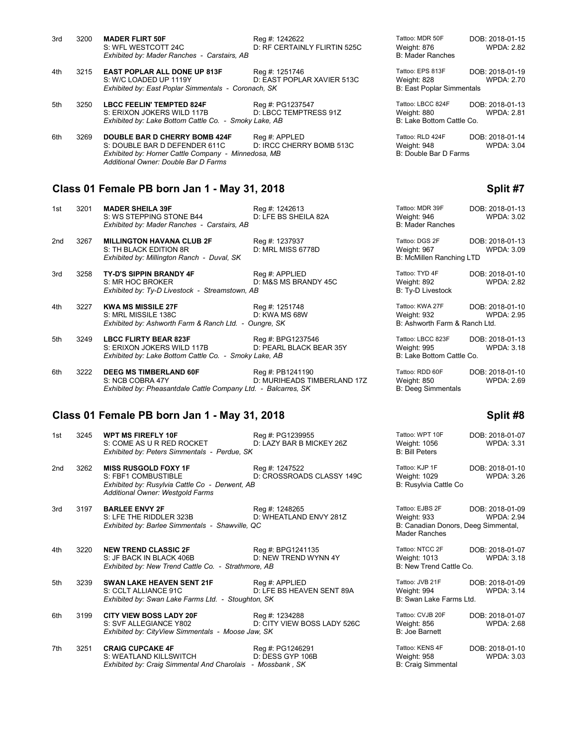| 3rd | 3200 | **MADER FLIRT 50F**<br>S: WFL WESTCOTT 24C<br>*Exhibited by: Mader Ranches - Carstairs, AB* | Reg #: 1242622<br>D: RF CERTAINLY FLIRTIN 525C | Tattoo: MDR 50F<br>Weight: 876<br>B: Mader Ranches | DOB: 2018-01-15<br>WPDA: 2.82 |
|---|---|---|---|---|---|
| 4th | 3215 | **EAST POPLAR ALL DONE UP 813F**<br>S: W/C LOADED UP 1119Y<br>*Exhibited by: East Poplar Simmentals - Coronach, SK* | Reg #: 1251746<br>D: EAST POPLAR XAVIER 513C | Tattoo: EPS 813F<br>Weight: 828<br>B: East Poplar Simmentals | DOB: 2018-01-19<br>WPDA: 2.70 |
| 5th | 3250 | **LBCC FEELIN' TEMPTED 824F**<br>S: ERIXON JOKERS WILD 117B<br>*Exhibited by: Lake Bottom Cattle Co. - Smoky Lake, AB* | Reg #: PG1237547<br>D: LBCC TEMPTRESS 91Z | Tattoo: LBCC 824F<br>Weight: 880<br>B: Lake Bottom Cattle Co. | DOB: 2018-01-13<br>WPDA: 2.81 |
| 6th | 3269 | **DOUBLE BAR D CHERRY BOMB 424F**<br>S: DOUBLE BAR D DEFENDER 611C<br>*Exhibited by: Horner Cattle Company - Minnedosa, MB*<br>*Additional Owner: Double Bar D Farms* | Reg #: APPLED<br>D: IRCC CHERRY BOMB 513C | Tattoo: RLD 424F<br>Weight: 948<br>B: Double Bar D Farms | DOB: 2018-01-14<br>WPDA: 3.04 |

## Class 01 Female PB born Jan 1 - May 31, 2018 — Split #7

| 1st | 3201 | **MADER SHEILA 39F**<br>S: WS STEPPING STONE B44<br>*Exhibited by: Mader Ranches - Carstairs, AB* | Reg #: 1242613<br>D: LFE BS SHEILA 82A | Tattoo: MDR 39F<br>Weight: 946<br>B: Mader Ranches | DOB: 2018-01-13<br>WPDA: 3.02 |
|---|---|---|---|---|---|
| 2nd | 3267 | **MILLINGTON HAVANA CLUB 2F**<br>S: TH BLACK EDITION 8R<br>*Exhibited by: Millington Ranch - Duval, SK* | Reg #: 1237937<br>D: MRL MISS 6778D | Tattoo: DGS 2F<br>Weight: 967<br>B: McMillen Ranching LTD | DOB: 2018-01-13<br>WPDA: 3.09 |
| 3rd | 3258 | **TY-D'S SIPPIN BRANDY 4F**<br>S: MR HOC BROKER<br>*Exhibited by: Ty-D Livestock - Streamstown, AB* | Reg #: APPLIED<br>D: M&S MS BRANDY 45C | Tattoo: TYD 4F<br>Weight: 892<br>B: Ty-D Livestock | DOB: 2018-01-10<br>WPDA: 2.82 |
| 4th | 3227 | **KWA MS MISSILE 27F**<br>S: MRL MISSILE 138C<br>*Exhibited by: Ashworth Farm & Ranch Ltd. - Oungre, SK* | Reg #: 1251748<br>D: KWA MS 68W | Tattoo: KWA 27F<br>Weight: 932<br>B: Ashworth Farm & Ranch Ltd. | DOB: 2018-01-10<br>WPDA: 2.95 |
| 5th | 3249 | **LBCC FLIRTY BEAR 823F**<br>S: ERIXON JOKERS WILD 117B<br>*Exhibited by: Lake Bottom Cattle Co. - Smoky Lake, AB* | Reg #: BPG1237546<br>D: PEARL BLACK BEAR 35Y | Tattoo: LBCC 823F<br>Weight: 995<br>B: Lake Bottom Cattle Co. | DOB: 2018-01-13<br>WPDA: 3.18 |
| 6th | 3222 | **DEEG MS TIMBERLAND 60F**<br>S: NCB COBRA 47Y<br>*Exhibited by: Pheasantdale Cattle Company Ltd. - Balcarres, SK* | Reg #: PB1241190<br>D: MURIHEADS TIMBERLAND 17Z | Tattoo: RDD 60F<br>Weight: 850<br>B: Deeg Simmentals | DOB: 2018-01-10<br>WPDA: 2.69 |

## Class 01 Female PB born Jan 1 - May 31, 2018 — Split #8

| 1st | 3245 | **WPT MS FIREFLY 10F**<br>S: COME AS U R RED ROCKET<br>*Exhibited by: Peters Simmentals - Perdue, SK* | Reg #: PG1239955<br>D: LAZY BAR B MICKEY 26Z | Tattoo: WPT 10F<br>Weight: 1056<br>B: Bill Peters | DOB: 2018-01-07<br>WPDA: 3.31 |
|---|---|---|---|---|---|
| 2nd | 3262 | **MISS RUSGOLD FOXY 1F**<br>S: FBF1 COMBUSTIBLE<br>*Exhibited by: Rusylvia Cattle Co - Derwent, AB*<br>*Additional Owner: Westgold Farms* | Reg #: 1247522<br>D: CROSSROADS CLASSY 149C | Tattoo: KJP 1F<br>Weight: 1029<br>B: Rusylvia Cattle Co | DOB: 2018-01-10<br>WPDA: 3.26 |
| 3rd | 3197 | **BARLEE ENVY 2F**<br>S: LFE THE RIDDLER 323B<br>*Exhibited by: Barlee Simmentals - Shawville, QC* | Reg #: 1248265<br>D: WHEATLAND ENVY 281Z | Tattoo: EJBS 2F<br>Weight: 933<br>B: Canadian Donors, Deeg Simmental, Mader Ranches | DOB: 2018-01-09<br>WPDA: 2.94 |
| 4th | 3220 | **NEW TREND CLASSIC 2F**<br>S: JF BACK IN BLACK 406B<br>*Exhibited by: New Trend Cattle Co. - Strathmore, AB* | Reg #: BPG1241135<br>D: NEW TREND WYNN 4Y | Tattoo: NTCC 2F<br>Weight: 1013<br>B: New Trend Cattle Co. | DOB: 2018-01-07<br>WPDA: 3.18 |
| 5th | 3239 | **SWAN LAKE HEAVEN SENT 21F**<br>S: CCLT ALLIANCE 91C<br>*Exhibited by: Swan Lake Farms Ltd. - Stoughton, SK* | Reg #: APPLIED<br>D: LFE BS HEAVEN SENT 89A | Tattoo: JVB 21F<br>Weight: 994<br>B: Swan Lake Farms Ltd. | DOB: 2018-01-09<br>WPDA: 3.14 |
| 6th | 3199 | **CITY VIEW BOSS LADY 20F**<br>S: SVF ALLEGIANCE Y802<br>*Exhibited by: CityView Simmentals - Moose Jaw, SK* | Reg #: 1234288<br>D: CITY VIEW BOSS LADY 526C | Tattoo: CVJB 20F<br>Weight: 856<br>B: Joe Barnett | DOB: 2018-01-07<br>WPDA: 2.68 |
| 7th | 3251 | **CRAIG CUPCAKE 4F**<br>S: WEATLAND KILLSWITCH<br>*Exhibited by: Craig Simmental And Charolais - Mossbank , SK* | Reg #: PG1246291<br>D: DESS GYP 106B | Tattoo: KENS 4F<br>Weight: 958<br>B: Craig Simmental | DOB: 2018-01-10<br>WPDA: 3.03 |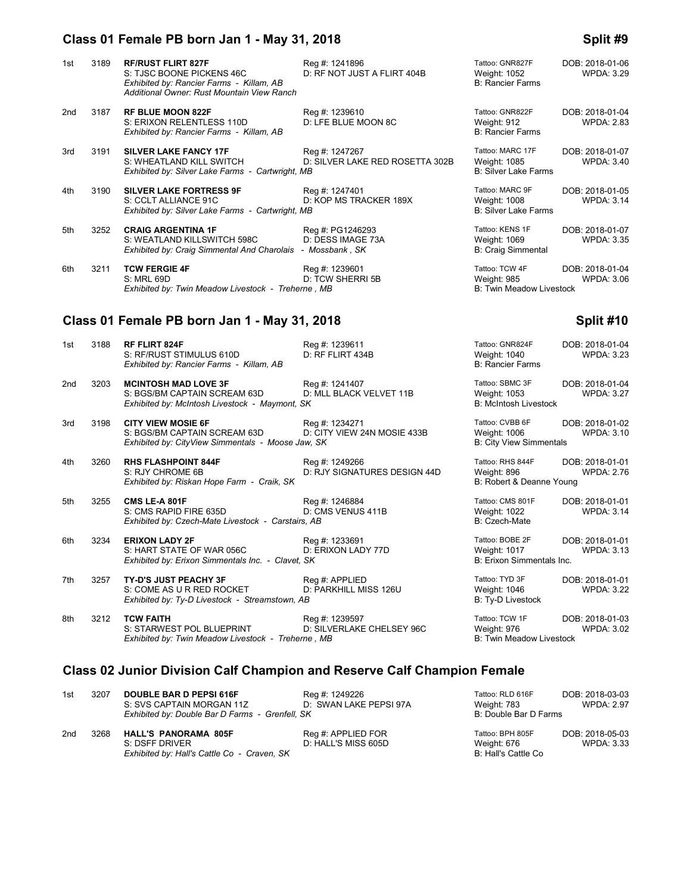## Class 01 Female PB born Jan 1 - May 31, 2018

**Split #9**

1st 3189 **RF/RUST FLIRT 827F** Reg #: 1241896 Tattoo: GNR827F DOB: 2018-01-06
S: TJSC BOONE PICKENS 46C D: RF NOT JUST A FLIRT 404B Weight: 1052 WPDA: 3.29
*Exhibited by: Rancier Farms - Killam, AB* B: Rancier Farms
*Additional Owner: Rust Mountain View Ranch*

2nd 3187 **RF BLUE MOON 822F** Reg #: 1239610 Tattoo: GNR822F DOB: 2018-01-04
S: ERIXON RELENTLESS 110D D: LFE BLUE MOON 8C Weight: 912 WPDA: 2.83
*Exhibited by: Rancier Farms - Killam, AB* B: Rancier Farms

3rd 3191 **SILVER LAKE FANCY 17F** Reg #: 1247267 Tattoo: MARC 17F DOB: 2018-01-07
S: WHEATLAND KILL SWITCH D: SILVER LAKE RED ROSETTA 302B Weight: 1085 WPDA: 3.40
*Exhibited by: Silver Lake Farms - Cartwright, MB* B: Silver Lake Farms

4th 3190 **SILVER LAKE FORTRESS 9F** Reg #: 1247401 Tattoo: MARC 9F DOB: 2018-01-05
S: CCLT ALLIANCE 91C D: KOP MS TRACKER 189X Weight: 1008 WPDA: 3.14
*Exhibited by: Silver Lake Farms - Cartwright, MB* B: Silver Lake Farms

5th 3252 **CRAIG ARGENTINA 1F** Reg #: PG1246293 Tattoo: KENS 1F DOB: 2018-01-07
S: WEATLAND KILLSWITCH 598C D: DESS IMAGE 73A Weight: 1069 WPDA: 3.35
*Exhibited by: Craig Simmental And Charolais - Mossbank , SK* B: Craig Simmental

6th 3211 **TCW FERGIE 4F** Reg #: 1239601 Tattoo: TCW 4F DOB: 2018-01-04
S: MRL 69D D: TCW SHERRI 5B Weight: 985 WPDA: 3.06
*Exhibited by: Twin Meadow Livestock - Treherne , MB* B: Twin Meadow Livestock

## Class 01 Female PB born Jan 1 - May 31, 2018

**Split #10**

1st 3188 **RF FLIRT 824F** Reg #: 1239611 Tattoo: GNR824F DOB: 2018-01-04
S: RF/RUST STIMULUS 610D D: RF FLIRT 434B Weight: 1040 WPDA: 3.23
*Exhibited by: Rancier Farms - Killam, AB* B: Rancier Farms

2nd 3203 **MCINTOSH MAD LOVE 3F** Reg #: 1241407 Tattoo: SBMC 3F DOB: 2018-01-04
S: BGS/BM CAPTAIN SCREAM 63D D: MLL BLACK VELVET 11B Weight: 1053 WPDA: 3.27
*Exhibited by: McIntosh Livestock - Maymont, SK* B: McIntosh Livestock

3rd 3198 **CITY VIEW MOSIE 6F** Reg #: 1234271 Tattoo: CVBB 6F DOB: 2018-01-02
S: BGS/BM CAPTAIN SCREAM 63D D: CITY VIEW 24N MOSIE 433B Weight: 1006 WPDA: 3.10
*Exhibited by: CityView Simmentals - Moose Jaw, SK* B: City View Simmentals

4th 3260 **RHS FLASHPOINT 844F** Reg #: 1249266 Tattoo: RHS 844F DOB: 2018-01-01
S: RJY CHROME 6B D: RJY SIGNATURES DESIGN 44D Weight: 896 WPDA: 2.76
*Exhibited by: Riskan Hope Farm - Craik, SK* B: Robert & Deanne Young

5th 3255 **CMS LE-A 801F** Reg #: 1246884 Tattoo: CMS 801F DOB: 2018-01-01
S: CMS RAPID FIRE 635D D: CMS VENUS 411B Weight: 1022 WPDA: 3.14
*Exhibited by: Czech-Mate Livestock - Carstairs, AB* B: Czech-Mate

6th 3234 **ERIXON LADY 2F** Reg #: 1233691 Tattoo: BOBE 2F DOB: 2018-01-01
S: HART STATE OF WAR 056C D: ERIXON LADY 77D Weight: 1017 WPDA: 3.13
*Exhibited by: Erixon Simmentals Inc. - Clavet, SK* B: Erixon Simmentals Inc.

7th 3257 **TY-D'S JUST PEACHY 3F** Reg #: APPLIED Tattoo: TYD 3F DOB: 2018-01-01
S: COME AS U R RED ROCKET D: PARKHILL MISS 126U Weight: 1046 WPDA: 3.22
*Exhibited by: Ty-D Livestock - Streamstown, AB* B: Ty-D Livestock

8th 3212 **TCW FAITH** Reg #: 1239597 Tattoo: TCW 1F DOB: 2018-01-03
S: STARWEST POL BLUEPRINT D: SILVERLAKE CHELSEY 96C Weight: 976 WPDA: 3.02
*Exhibited by: Twin Meadow Livestock - Treherne , MB* B: Twin Meadow Livestock

## Class 02 Junior Division Calf Champion and Reserve Calf Champion Female

1st 3207 **DOUBLE BAR D PEPSI 616F** Reg #: 1249226 Tattoo: RLD 616F DOB: 2018-03-03
S: SVS CAPTAIN MORGAN 11Z D: SWAN LAKE PEPSI 97A Weight: 783 WPDA: 2.97
*Exhibited by: Double Bar D Farms - Grenfell, SK* B: Double Bar D Farms

2nd 3268 **HALL'S PANORAMA 805F** Reg #: APPLIED FOR Tattoo: BPH 805F DOB: 2018-05-03
S: DSFF DRIVER D: HALL'S MISS 605D Weight: 676 WPDA: 3.33
*Exhibited by: Hall's Cattle Co - Craven, SK* B: Hall's Cattle Co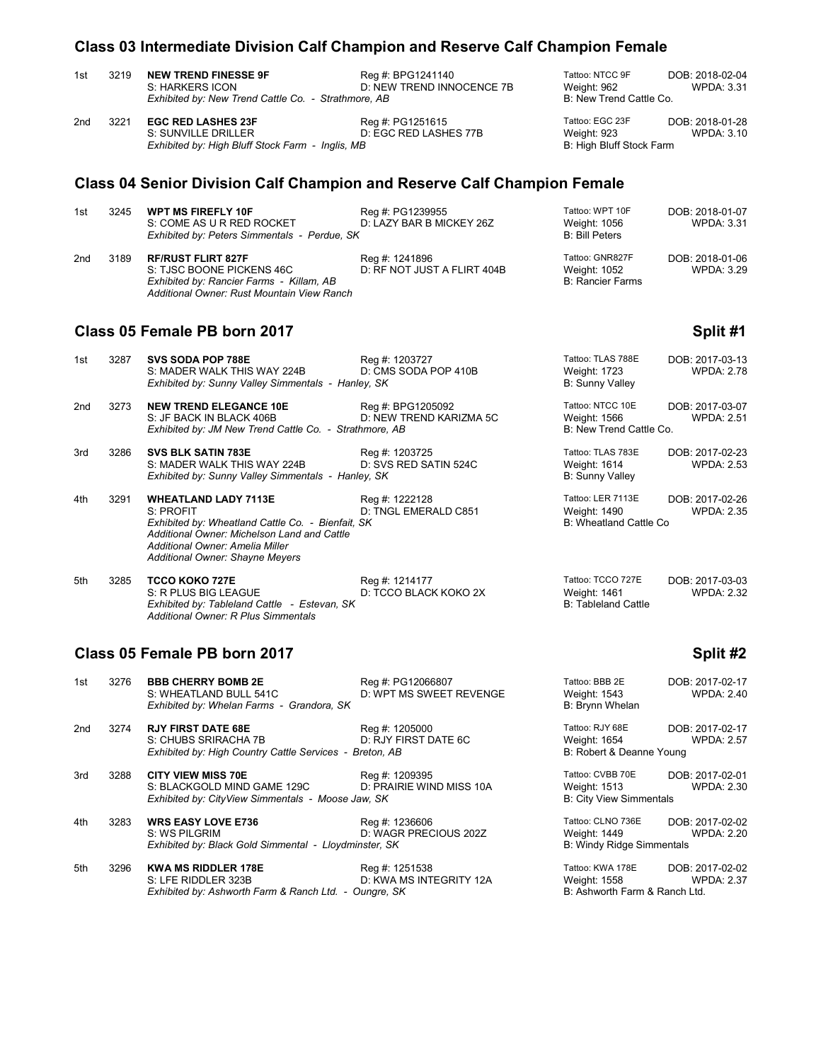## Class 03 Intermediate Division Calf Champion and Reserve Calf Champion Female

1st 3219 **NEW TREND FINESSE 9F** Reg #: BPG1241140 Tattoo: NTCC 9F DOB: 2018-02-04
S: HARKERS ICON D: NEW TREND INNOCENCE 7B Weight: 962 WPDA: 3.31
*Exhibited by: New Trend Cattle Co. - Strathmore, AB* B: New Trend Cattle Co.

2nd 3221 **EGC RED LASHES 23F** Reg #: PG1251615 Tattoo: EGC 23F DOB: 2018-01-28
S: SUNVILLE DRILLER D: EGC RED LASHES 77B Weight: 923 WPDA: 3.10
*Exhibited by: High Bluff Stock Farm - Inglis, MB* B: High Bluff Stock Farm

## Class 04 Senior Division Calf Champion and Reserve Calf Champion Female

1st 3245 **WPT MS FIREFLY 10F** Reg #: PG1239955 Tattoo: WPT 10F DOB: 2018-01-07
S: COME AS U R RED ROCKET D: LAZY BAR B MICKEY 26Z Weight: 1056 WPDA: 3.31
*Exhibited by: Peters Simmentals - Perdue, SK* B: Bill Peters

2nd 3189 **RF/RUST FLIRT 827F** Reg #: 1241896 Tattoo: GNR827F DOB: 2018-01-06
S: TJSC BOONE PICKENS 46C D: RF NOT JUST A FLIRT 404B Weight: 1052 WPDA: 3.29
*Exhibited by: Rancier Farms - Killam, AB* B: Rancier Farms
*Additional Owner: Rust Mountain View Ranch*

## Class 05 Female PB born 2017 — Split #1

1st 3287 **SVS SODA POP 788E** Reg #: 1203727 Tattoo: TLAS 788E DOB: 2017-03-13
S: MADER WALK THIS WAY 224B D: CMS SODA POP 410B Weight: 1723 WPDA: 2.78
*Exhibited by: Sunny Valley Simmentals - Hanley, SK* B: Sunny Valley

2nd 3273 **NEW TREND ELEGANCE 10E** Reg #: BPG1205092 Tattoo: NTCC 10E DOB: 2017-03-07
S: JF BACK IN BLACK 406B D: NEW TREND KARIZMA 5C Weight: 1566 WPDA: 2.51
*Exhibited by: JM New Trend Cattle Co. - Strathmore, AB* B: New Trend Cattle Co.

3rd 3286 **SVS BLK SATIN 783E** Reg #: 1203725 Tattoo: TLAS 783E DOB: 2017-02-23
S: MADER WALK THIS WAY 224B D: SVS RED SATIN 524C Weight: 1614 WPDA: 2.53
*Exhibited by: Sunny Valley Simmentals - Hanley, SK* B: Sunny Valley

4th 3291 **WHEATLAND LADY 7113E** Reg #: 1222128 Tattoo: LER 7113E DOB: 2017-02-26
S: PROFIT D: TNGL EMERALD C851 Weight: 1490 WPDA: 2.35
*Exhibited by: Wheatland Cattle Co. - Bienfait, SK* B: Wheatland Cattle Co
*Additional Owner: Michelson Land and Cattle*
*Additional Owner: Amelia Miller*
*Additional Owner: Shayne Meyers*

5th 3285 **TCCO KOKO 727E** Reg #: 1214177 Tattoo: TCCO 727E DOB: 2017-03-03
S: R PLUS BIG LEAGUE D: TCCO BLACK KOKO 2X Weight: 1461 WPDA: 2.32
*Exhibited by: Tableland Cattle - Estevan, SK* B: Tableland Cattle
*Additional Owner: R Plus Simmentals*

## Class 05 Female PB born 2017 — Split #2

1st 3276 **BBB CHERRY BOMB 2E** Reg #: PG12066807 Tattoo: BBB 2E DOB: 2017-02-17
S: WHEATLAND BULL 541C D: WPT MS SWEET REVENGE Weight: 1543 WPDA: 2.40
*Exhibited by: Whelan Farms - Grandora, SK* B: Brynn Whelan

2nd 3274 **RJY FIRST DATE 68E** Reg #: 1205000 Tattoo: RJY 68E DOB: 2017-02-17
S: CHUBS SRIRACHA 7B D: RJY FIRST DATE 6C Weight: 1654 WPDA: 2.57
*Exhibited by: High Country Cattle Services - Breton, AB* B: Robert & Deanne Young

3rd 3288 **CITY VIEW MISS 70E** Reg #: 1209395 Tattoo: CVBB 70E DOB: 2017-02-01
S: BLACKGOLD MIND GAME 129C D: PRAIRIE WIND MISS 10A Weight: 1513 WPDA: 2.30
*Exhibited by: CityView Simmentals - Moose Jaw, SK* B: City View Simmentals

4th 3283 **WRS EASY LOVE E736** Reg #: 1236606 Tattoo: CLNO 736E DOB: 2017-02-02
S: WS PILGRIM D: WAGR PRECIOUS 202Z Weight: 1449 WPDA: 2.20
*Exhibited by: Black Gold Simmental - Lloydminster, SK* B: Windy Ridge Simmentals

5th 3296 **KWA MS RIDDLER 178E** Reg #: 1251538 Tattoo: KWA 178E DOB: 2017-02-02
S: LFE RIDDLER 323B D: KWA MS INTEGRITY 12A Weight: 1558 WPDA: 2.37
*Exhibited by: Ashworth Farm & Ranch Ltd. - Oungre, SK* B: Ashworth Farm & Ranch Ltd.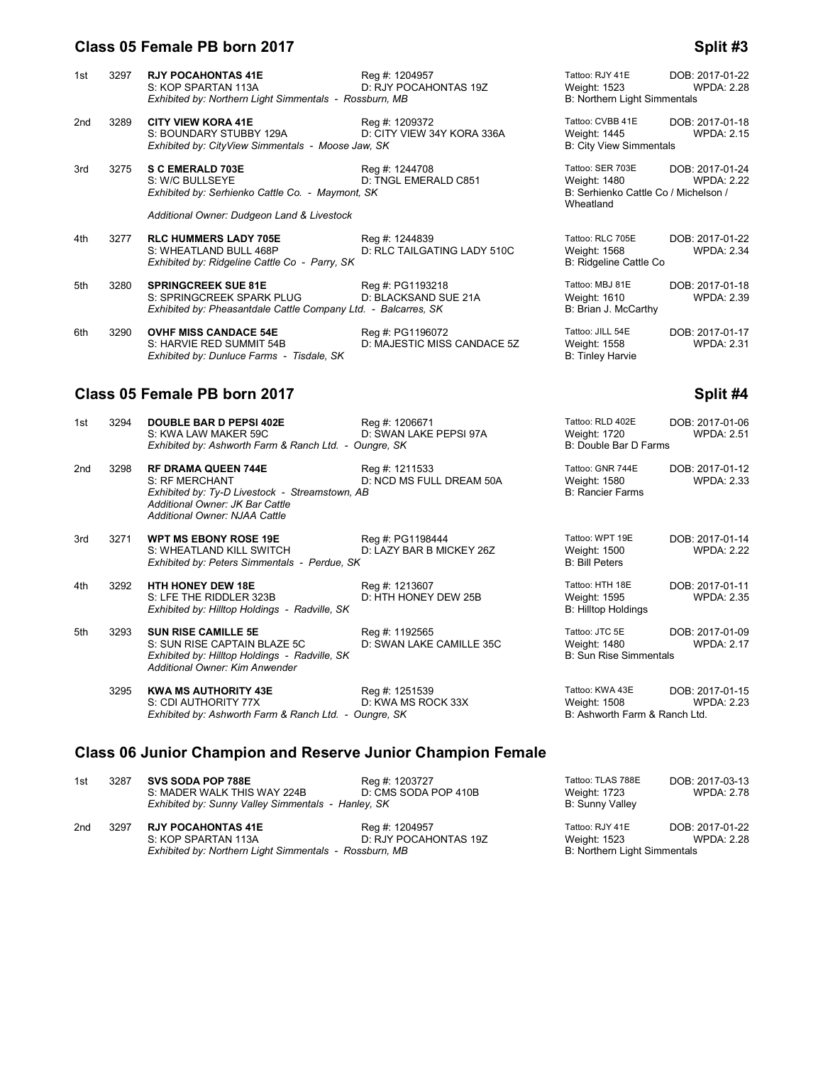## Class 05 Female PB born 2017 — Split #3

1st 3297 **RJY POCAHONTAS 41E** Reg #: 1204957 Tattoo: RJY 41E DOB: 2017-01-22
S: KOP SPARTAN 113A D: RJY POCAHONTAS 19Z Weight: 1523 WPDA: 2.28
*Exhibited by: Northern Light Simmentals - Rossburn, MB* B: Northern Light Simmentals

2nd 3289 **CITY VIEW KORA 41E** Reg #: 1209372 Tattoo: CVBB 41E DOB: 2017-01-18
S: BOUNDARY STUBBY 129A D: CITY VIEW 34Y KORA 336A Weight: 1445 WPDA: 2.15
*Exhibited by: CityView Simmentals - Moose Jaw, SK* B: City View Simmentals

3rd 3275 **S C EMERALD 703E** Reg #: 1244708 Tattoo: SER 703E DOB: 2017-01-24
S: W/C BULLSEYE D: TNGL EMERALD C851 Weight: 1480 WPDA: 2.22
*Exhibited by: Serhienko Cattle Co. - Maymont, SK* B: Serhienko Cattle Co / Michelson / Wheatland
*Additional Owner: Dudgeon Land & Livestock*

4th 3277 **RLC HUMMERS LADY 705E** Reg #: 1244839 Tattoo: RLC 705E DOB: 2017-01-22
S: WHEATLAND BULL 468P D: RLC TAILGATING LADY 510C Weight: 1568 WPDA: 2.34
*Exhibited by: Ridgeline Cattle Co - Parry, SK* B: Ridgeline Cattle Co

5th 3280 **SPRINGCREEK SUE 81E** Reg #: PG1193218 Tattoo: MBJ 81E DOB: 2017-01-18
S: SPRINGCREEK SPARK PLUG D: BLACKSAND SUE 21A Weight: 1610 WPDA: 2.39
*Exhibited by: Pheasantdale Cattle Company Ltd. - Balcarres, SK* B: Brian J. McCarthy

6th 3290 **OVHF MISS CANDACE 54E** Reg #: PG1196072 Tattoo: JILL 54E DOB: 2017-01-17
S: HARVIE RED SUMMIT 54B D: MAJESTIC MISS CANDACE 5Z Weight: 1558 WPDA: 2.31
*Exhibited by: Dunluce Farms - Tisdale, SK* B: Tinley Harvie

## Class 05 Female PB born 2017 — Split #4

1st 3294 **DOUBLE BAR D PEPSI 402E** Reg #: 1206671 Tattoo: RLD 402E DOB: 2017-01-06
S: KWA LAW MAKER 59C D: SWAN LAKE PEPSI 97A Weight: 1720 WPDA: 2.51
*Exhibited by: Ashworth Farm & Ranch Ltd. - Oungre, SK* B: Double Bar D Farms

2nd 3298 **RF DRAMA QUEEN 744E** Reg #: 1211533 Tattoo: GNR 744E DOB: 2017-01-12
S: RF MERCHANT D: NCD MS FULL DREAM 50A Weight: 1580 WPDA: 2.33
*Exhibited by: Ty-D Livestock - Streamstown, AB* B: Rancier Farms
*Additional Owner: JK Bar Cattle*
*Additional Owner: NJAA Cattle*

3rd 3271 **WPT MS EBONY ROSE 19E** Reg #: PG1198444 Tattoo: WPT 19E DOB: 2017-01-14
S: WHEATLAND KILL SWITCH D: LAZY BAR B MICKEY 26Z Weight: 1500 WPDA: 2.22
*Exhibited by: Peters Simmentals - Perdue, SK* B: Bill Peters

4th 3292 **HTH HONEY DEW 18E** Reg #: 1213607 Tattoo: HTH 18E DOB: 2017-01-11
S: LFE THE RIDDLER 323B D: HTH HONEY DEW 25B Weight: 1595 WPDA: 2.35
*Exhibited by: Hilltop Holdings - Radville, SK* B: Hilltop Holdings

5th 3293 **SUN RISE CAMILLE 5E** Reg #: 1192565 Tattoo: JTC 5E DOB: 2017-01-09
S: SUN RISE CAPTAIN BLAZE 5C D: SWAN LAKE CAMILLE 35C Weight: 1480 WPDA: 2.17
*Exhibited by: Hilltop Holdings - Radville, SK* B: Sun Rise Simmentals
*Additional Owner: Kim Anwender*

3295 **KWA MS AUTHORITY 43E** Reg #: 1251539 Tattoo: KWA 43E DOB: 2017-01-15
S: CDI AUTHORITY 77X D: KWA MS ROCK 33X Weight: 1508 WPDA: 2.23
*Exhibited by: Ashworth Farm & Ranch Ltd. - Oungre, SK* B: Ashworth Farm & Ranch Ltd.

## Class 06 Junior Champion and Reserve Junior Champion Female

1st 3287 **SVS SODA POP 788E** Reg #: 1203727 Tattoo: TLAS 788E DOB: 2017-03-13
S: MADER WALK THIS WAY 224B D: CMS SODA POP 410B Weight: 1723 WPDA: 2.78
*Exhibited by: Sunny Valley Simmentals - Hanley, SK* B: Sunny Valley

2nd 3297 **RJY POCAHONTAS 41E** Reg #: 1204957 Tattoo: RJY 41E DOB: 2017-01-22
S: KOP SPARTAN 113A D: RJY POCAHONTAS 19Z Weight: 1523 WPDA: 2.28
*Exhibited by: Northern Light Simmentals - Rossburn, MB* B: Northern Light Simmentals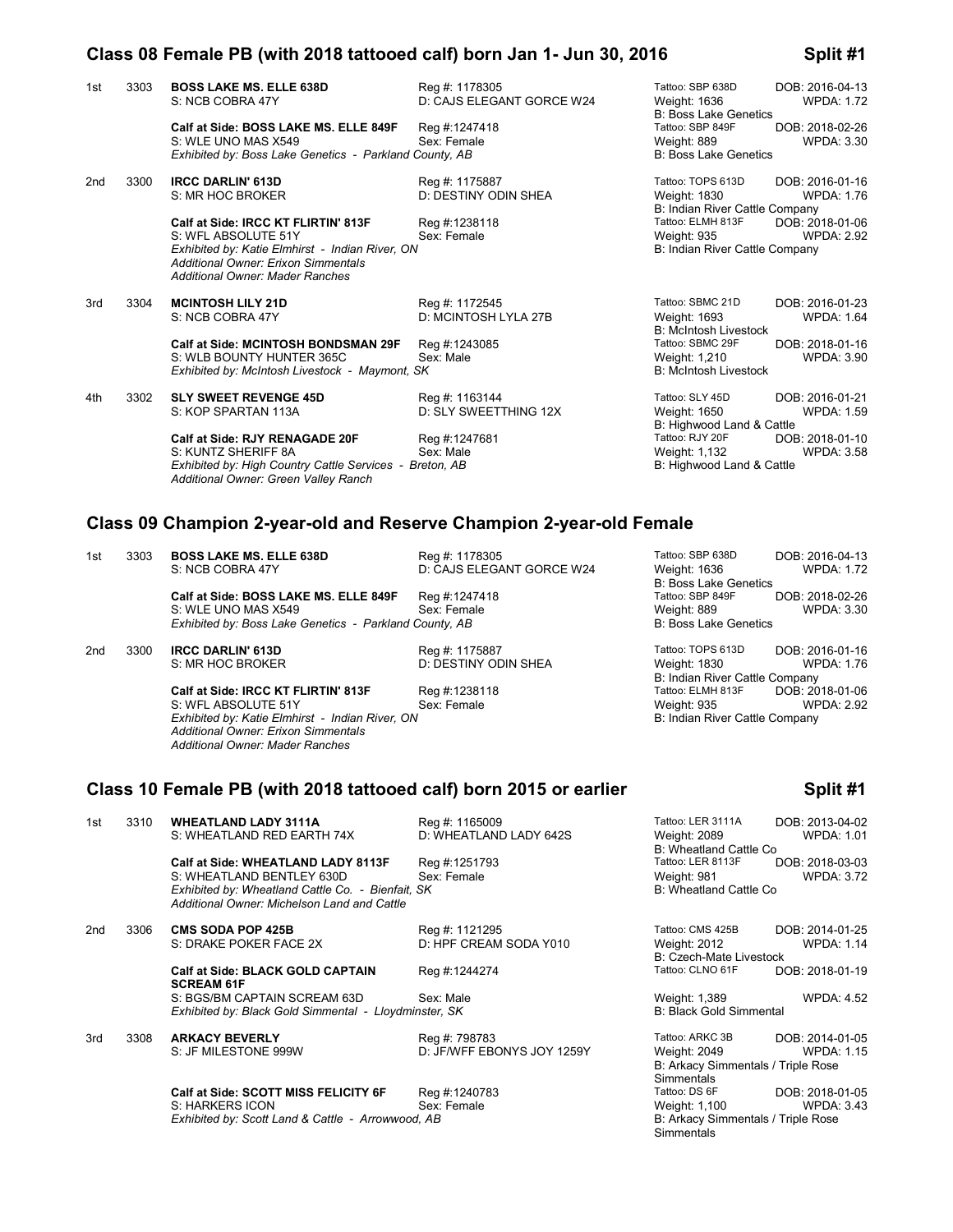## Class 08 Female PB (with 2018 tattooed calf) born Jan 1- Jun 30, 2016 — Split #1

**1st — 3303 — BOSS LAKE MS. ELLE 638D**
S: NCB COBRA 47Y | Reg #: 1178305 | D: CAJS ELEGANT GORCE W24
Tattoo: SBP 638D | DOB: 2016-04-13 | Weight: 1636 | WPDA: 1.72
B: Boss Lake Genetics

**Calf at Side: BOSS LAKE MS. ELLE 849F** | Reg #:1247418
S: WLE UNO MAS X549 | Sex: Female
Tattoo: SBP 849F | DOB: 2018-02-26 | Weight: 889 | WPDA: 3.30
B: Boss Lake Genetics
*Exhibited by: Boss Lake Genetics - Parkland County, AB*

**2nd — 3300 — IRCC DARLIN' 613D**
S: MR HOC BROKER | Reg #: 1175887 | D: DESTINY ODIN SHEA
Tattoo: TOPS 613D | DOB: 2016-01-16 | Weight: 1830 | WPDA: 1.76
B: Indian River Cattle Company

**Calf at Side: IRCC KT FLIRTIN' 813F** | Reg #:1238118
S: WFL ABSOLUTE 51Y | Sex: Female
Tattoo: ELMH 813F | DOB: 2018-01-06 | Weight: 935 | WPDA: 2.92
B: Indian River Cattle Company
*Exhibited by: Katie Elmhirst - Indian River, ON*
*Additional Owner: Erixon Simmentals*
*Additional Owner: Mader Ranches*

**3rd — 3304 — MCINTOSH LILY 21D**
S: NCB COBRA 47Y | Reg #: 1172545 | D: MCINTOSH LYLA 27B
Tattoo: SBMC 21D | DOB: 2016-01-23 | Weight: 1693 | WPDA: 1.64
B: McIntosh Livestock

**Calf at Side: MCINTOSH BONDSMAN 29F** | Reg #:1243085
S: WLB BOUNTY HUNTER 365C | Sex: Male
Tattoo: SBMC 29F | DOB: 2018-01-16 | Weight: 1,210 | WPDA: 3.90
B: McIntosh Livestock
*Exhibited by: McIntosh Livestock - Maymont, SK*

**4th — 3302 — SLY SWEET REVENGE 45D**
S: KOP SPARTAN 113A | Reg #: 1163144 | D: SLY SWEETTHING 12X
Tattoo: SLY 45D | DOB: 2016-01-21 | Weight: 1650 | WPDA: 1.59
B: Highwood Land & Cattle

**Calf at Side: RJY RENAGADE 20F** | Reg #:1247681
S: KUNTZ SHERIFF 8A | Sex: Male
Tattoo: RJY 20F | DOB: 2018-01-10 | Weight: 1,132 | WPDA: 3.58
B: Highwood Land & Cattle
*Exhibited by: High Country Cattle Services - Breton, AB*
*Additional Owner: Green Valley Ranch*

## Class 09 Champion 2-year-old and Reserve Champion 2-year-old Female

**1st — 3303 — BOSS LAKE MS. ELLE 638D**
S: NCB COBRA 47Y | Reg #: 1178305 | D: CAJS ELEGANT GORCE W24
Tattoo: SBP 638D | DOB: 2016-04-13 | Weight: 1636 | WPDA: 1.72
B: Boss Lake Genetics

**Calf at Side: BOSS LAKE MS. ELLE 849F** | Reg #:1247418
S: WLE UNO MAS X549 | Sex: Female
Tattoo: SBP 849F | DOB: 2018-02-26 | Weight: 889 | WPDA: 3.30
B: Boss Lake Genetics
*Exhibited by: Boss Lake Genetics - Parkland County, AB*

**2nd — 3300 — IRCC DARLIN' 613D**
S: MR HOC BROKER | Reg #: 1175887 | D: DESTINY ODIN SHEA
Tattoo: TOPS 613D | DOB: 2016-01-16 | Weight: 1830 | WPDA: 1.76
B: Indian River Cattle Company

**Calf at Side: IRCC KT FLIRTIN' 813F** | Reg #:1238118
S: WFL ABSOLUTE 51Y | Sex: Female
Tattoo: ELMH 813F | DOB: 2018-01-06 | Weight: 935 | WPDA: 2.92
B: Indian River Cattle Company
*Exhibited by: Katie Elmhirst - Indian River, ON*
*Additional Owner: Erixon Simmentals*
*Additional Owner: Mader Ranches*

## Class 10 Female PB (with 2018 tattooed calf) born 2015 or earlier — Split #1

**1st — 3310 — WHEATLAND LADY 3111A**
S: WHEATLAND RED EARTH 74X | Reg #: 1165009 | D: WHEATLAND LADY 642S
Tattoo: LER 3111A | DOB: 2013-04-02 | Weight: 2089 | WPDA: 1.01
B: Wheatland Cattle Co

**Calf at Side: WHEATLAND LADY 8113F** | Reg #:1251793
S: WHEATLAND BENTLEY 630D | Sex: Female
Tattoo: LER 8113F | DOB: 2018-03-03 | Weight: 981 | WPDA: 3.72
B: Wheatland Cattle Co
*Exhibited by: Wheatland Cattle Co. - Bienfait, SK*
*Additional Owner: Michelson Land and Cattle*

**2nd — 3306 — CMS SODA POP 425B**
S: DRAKE POKER FACE 2X | Reg #: 1121295 | D: HPF CREAM SODA Y010
Tattoo: CMS 425B | DOB: 2014-01-25 | Weight: 2012 | WPDA: 1.14
B: Czech-Mate Livestock

**Calf at Side: BLACK GOLD CAPTAIN SCREAM 61F** | Reg #:1244274
S: BGS/BM CAPTAIN SCREAM 63D | Sex: Male
Tattoo: CLNO 61F | DOB: 2018-01-19 | Weight: 1,389 | WPDA: 4.52
B: Black Gold Simmental
*Exhibited by: Black Gold Simmental - Lloydminster, SK*

**3rd — 3308 — ARKACY BEVERLY**
S: JF MILESTONE 999W | Reg #: 798783 | D: JF/WFF EBONYS JOY 1259Y
Tattoo: ARKC 3B | DOB: 2014-01-05 | Weight: 2049 | WPDA: 1.15
B: Arkacy Simmentals / Triple Rose Simmentals

**Calf at Side: SCOTT MISS FELICITY 6F** | Reg #:1240783
S: HARKERS ICON | Sex: Female
Tattoo: DS 6F | DOB: 2018-01-05 | Weight: 1,100 | WPDA: 3.43
B: Arkacy Simmentals / Triple Rose Simmentals
*Exhibited by: Scott Land & Cattle - Arrowwood, AB*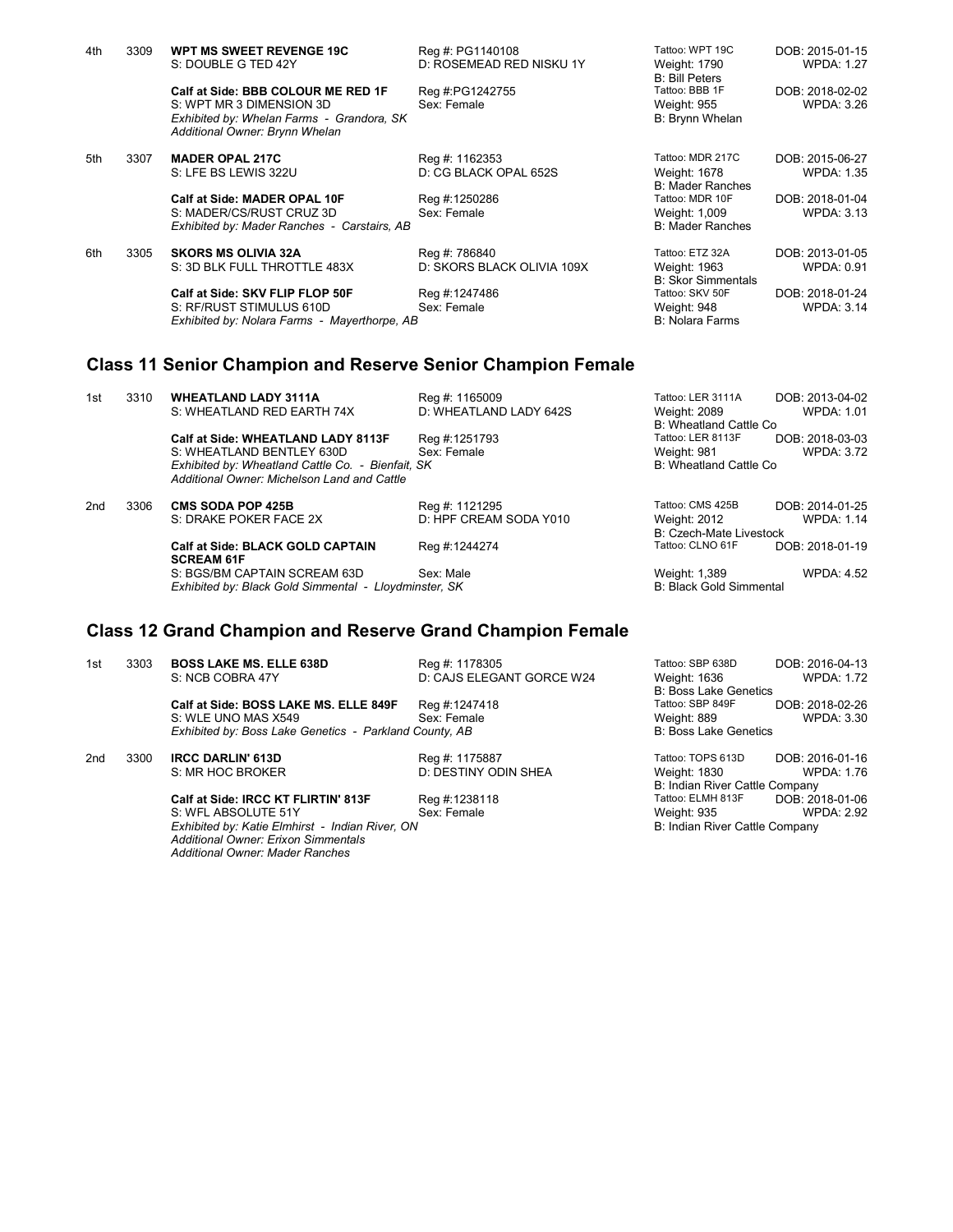| | | | | | |
|---|---|---|---|---|---|
| 4th | 3309 | **WPT MS SWEET REVENGE 19C**<br>S: DOUBLE G TED 42Y | Reg #: PG1140108<br>D: ROSEMEAD RED NISKU 1Y | Tattoo: WPT 19C<br>Weight: 1790<br>B: Bill Peters | DOB: 2015-01-15<br>WPDA: 1.27 |
| | | **Calf at Side: BBB COLOUR ME RED 1F**<br>S: WPT MR 3 DIMENSION 3D<br>*Exhibited by: Whelan Farms - Grandora, SK*<br>*Additional Owner: Brynn Whelan* | Reg #:PG1242755<br>Sex: Female | Tattoo: BBB 1F<br>Weight: 955<br>B: Brynn Whelan | DOB: 2018-02-02<br>WPDA: 3.26 |
| 5th | 3307 | **MADER OPAL 217C**<br>S: LFE BS LEWIS 322U | Reg #: 1162353<br>D: CG BLACK OPAL 652S | Tattoo: MDR 217C<br>Weight: 1678<br>B: Mader Ranches | DOB: 2015-06-27<br>WPDA: 1.35 |
| | | **Calf at Side: MADER OPAL 10F**<br>S: MADER/CS/RUST CRUZ 3D<br>*Exhibited by: Mader Ranches - Carstairs, AB* | Reg #:1250286<br>Sex: Female | Tattoo: MDR 10F<br>Weight: 1,009<br>B: Mader Ranches | DOB: 2018-01-04<br>WPDA: 3.13 |
| 6th | 3305 | **SKORS MS OLIVIA 32A**<br>S: 3D BLK FULL THROTTLE 483X | Reg #: 786840<br>D: SKORS BLACK OLIVIA 109X | Tattoo: ETZ 32A<br>Weight: 1963<br>B: Skor Simmentals | DOB: 2013-01-05<br>WPDA: 0.91 |
| | | **Calf at Side: SKV FLIP FLOP 50F**<br>S: RF/RUST STIMULUS 610D<br>*Exhibited by: Nolara Farms - Mayerthorpe, AB* | Reg #:1247486<br>Sex: Female | Tattoo: SKV 50F<br>Weight: 948<br>B: Nolara Farms | DOB: 2018-01-24<br>WPDA: 3.14 |

## Class 11 Senior Champion and Reserve Senior Champion Female

| | | | | | |
|---|---|---|---|---|---|
| 1st | 3310 | **WHEATLAND LADY 3111A**<br>S: WHEATLAND RED EARTH 74X | Reg #: 1165009<br>D: WHEATLAND LADY 642S | Tattoo: LER 3111A<br>Weight: 2089<br>B: Wheatland Cattle Co | DOB: 2013-04-02<br>WPDA: 1.01 |
| | | **Calf at Side: WHEATLAND LADY 8113F**<br>S: WHEATLAND BENTLEY 630D<br>*Exhibited by: Wheatland Cattle Co. - Bienfait, SK*<br>*Additional Owner: Michelson Land and Cattle* | Reg #:1251793<br>Sex: Female | Tattoo: LER 8113F<br>Weight: 981<br>B: Wheatland Cattle Co | DOB: 2018-03-03<br>WPDA: 3.72 |
| 2nd | 3306 | **CMS SODA POP 425B**<br>S: DRAKE POKER FACE 2X | Reg #: 1121295<br>D: HPF CREAM SODA Y010 | Tattoo: CMS 425B<br>Weight: 2012<br>B: Czech-Mate Livestock | DOB: 2014-01-25<br>WPDA: 1.14 |
| | | **Calf at Side: BLACK GOLD CAPTAIN SCREAM 61F**<br>S: BGS/BM CAPTAIN SCREAM 63D<br>*Exhibited by: Black Gold Simmental - Lloydminster, SK* | Reg #:1244274<br>Sex: Male | Tattoo: CLNO 61F<br>Weight: 1,389<br>B: Black Gold Simmental | DOB: 2018-01-19<br>WPDA: 4.52 |

## Class 12 Grand Champion and Reserve Grand Champion Female

| | | | | | |
|---|---|---|---|---|---|
| 1st | 3303 | **BOSS LAKE MS. ELLE 638D**<br>S: NCB COBRA 47Y | Reg #: 1178305<br>D: CAJS ELEGANT GORCE W24 | Tattoo: SBP 638D<br>Weight: 1636<br>B: Boss Lake Genetics | DOB: 2016-04-13<br>WPDA: 1.72 |
| | | **Calf at Side: BOSS LAKE MS. ELLE 849F**<br>S: WLE UNO MAS X549<br>*Exhibited by: Boss Lake Genetics - Parkland County, AB* | Reg #:1247418<br>Sex: Female | Tattoo: SBP 849F<br>Weight: 889<br>B: Boss Lake Genetics | DOB: 2018-02-26<br>WPDA: 3.30 |
| 2nd | 3300 | **IRCC DARLIN' 613D**<br>S: MR HOC BROKER | Reg #: 1175887<br>D: DESTINY ODIN SHEA | Tattoo: TOPS 613D<br>Weight: 1830<br>B: Indian River Cattle Company | DOB: 2016-01-16<br>WPDA: 1.76 |
| | | **Calf at Side: IRCC KT FLIRTIN' 813F**<br>S: WFL ABSOLUTE 51Y<br>*Exhibited by: Katie Elmhirst - Indian River, ON*<br>*Additional Owner: Erixon Simmentals*<br>*Additional Owner: Mader Ranches* | Reg #:1238118<br>Sex: Female | Tattoo: ELMH 813F<br>Weight: 935<br>B: Indian River Cattle Company | DOB: 2018-01-06<br>WPDA: 2.92 |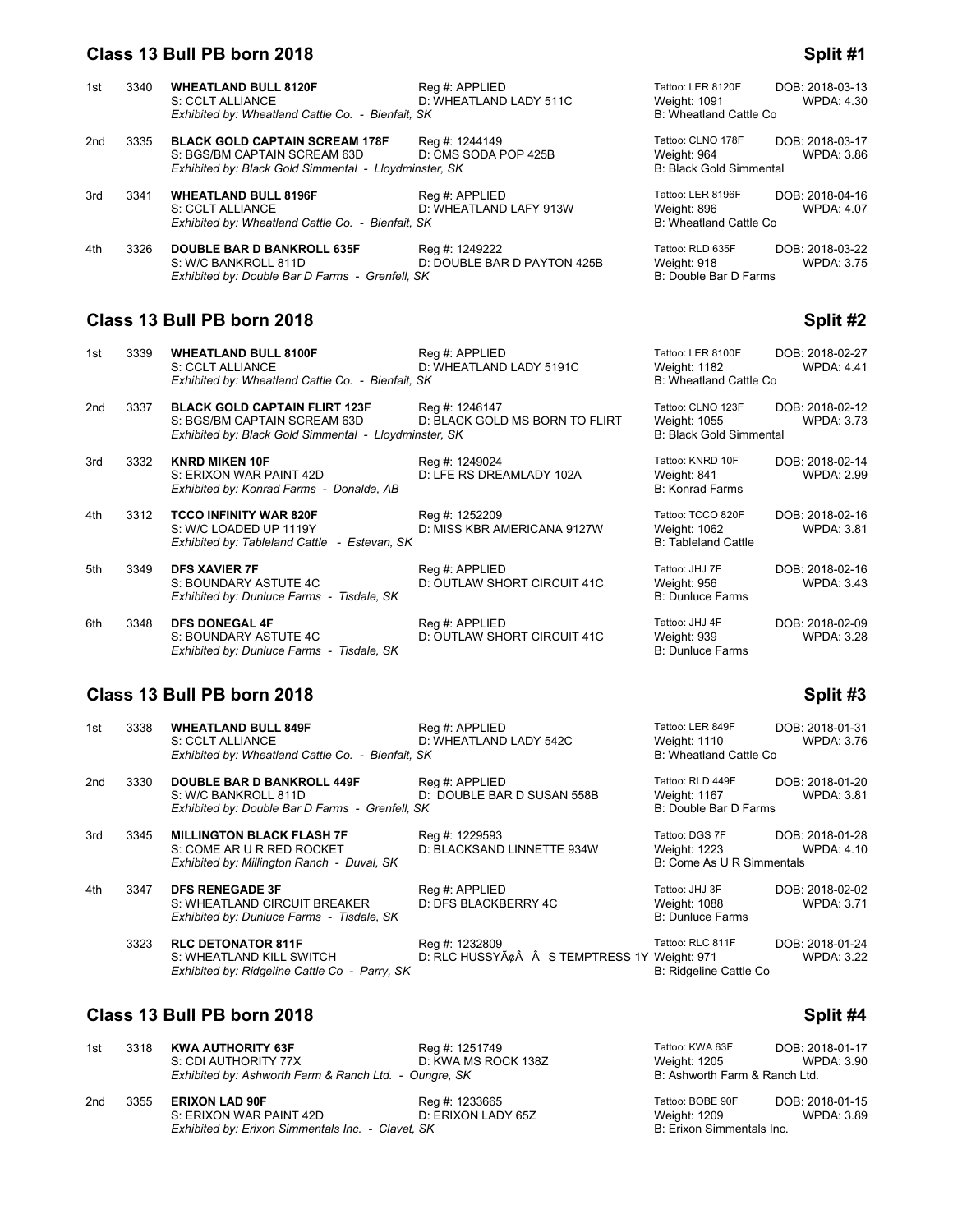## Class 13 Bull PB born 2018 — Split #1

| Place | No. | Name | Reg #/Dam | Tattoo / Weight / Breeder | DOB / WPDA |
|---|---|---|---|---|---|
| 1st | 3340 | **WHEATLAND BULL 8120F**<br>S: CCLT ALLIANCE<br>*Exhibited by: Wheatland Cattle Co. - Bienfait, SK* | Reg #: APPLIED<br>D: WHEATLAND LADY 511C | Tattoo: LER 8120F<br>Weight: 1091<br>B: Wheatland Cattle Co | DOB: 2018-03-13<br>WPDA: 4.30 |
| 2nd | 3335 | **BLACK GOLD CAPTAIN SCREAM 178F**<br>S: BGS/BM CAPTAIN SCREAM 63D<br>*Exhibited by: Black Gold Simmental - Lloydminster, SK* | Reg #: 1244149<br>D: CMS SODA POP 425B | Tattoo: CLNO 178F<br>Weight: 964<br>B: Black Gold Simmental | DOB: 2018-03-17<br>WPDA: 3.86 |
| 3rd | 3341 | **WHEATLAND BULL 8196F**<br>S: CCLT ALLIANCE<br>*Exhibited by: Wheatland Cattle Co. - Bienfait, SK* | Reg #: APPLIED<br>D: WHEATLAND LAFY 913W | Tattoo: LER 8196F<br>Weight: 896<br>B: Wheatland Cattle Co | DOB: 2018-04-16<br>WPDA: 4.07 |
| 4th | 3326 | **DOUBLE BAR D BANKROLL 635F**<br>S: W/C BANKROLL 811D<br>*Exhibited by: Double Bar D Farms - Grenfell, SK* | Reg #: 1249222<br>D: DOUBLE BAR D PAYTON 425B | Tattoo: RLD 635F<br>Weight: 918<br>B: Double Bar D Farms | DOB: 2018-03-22<br>WPDA: 3.75 |

## Class 13 Bull PB born 2018 — Split #2

| Place | No. | Name | Reg #/Dam | Tattoo / Weight / Breeder | DOB / WPDA |
|---|---|---|---|---|---|
| 1st | 3339 | **WHEATLAND BULL 8100F**<br>S: CCLT ALLIANCE<br>*Exhibited by: Wheatland Cattle Co. - Bienfait, SK* | Reg #: APPLIED<br>D: WHEATLAND LADY 5191C | Tattoo: LER 8100F<br>Weight: 1182<br>B: Wheatland Cattle Co | DOB: 2018-02-27<br>WPDA: 4.41 |
| 2nd | 3337 | **BLACK GOLD CAPTAIN FLIRT 123F**<br>S: BGS/BM CAPTAIN SCREAM 63D<br>*Exhibited by: Black Gold Simmental - Lloydminster, SK* | Reg #: 1246147<br>D: BLACK GOLD MS BORN TO FLIRT | Tattoo: CLNO 123F<br>Weight: 1055<br>B: Black Gold Simmental | DOB: 2018-02-12<br>WPDA: 3.73 |
| 3rd | 3332 | **KNRD MIKEN 10F**<br>S: ERIXON WAR PAINT 42D<br>*Exhibited by: Konrad Farms - Donalda, AB* | Reg #: 1249024<br>D: LFE RS DREAMLADY 102A | Tattoo: KNRD 10F<br>Weight: 841<br>B: Konrad Farms | DOB: 2018-02-14<br>WPDA: 2.99 |
| 4th | 3312 | **TCCO INFINITY WAR 820F**<br>S: W/C LOADED UP 1119Y<br>*Exhibited by: Tableland Cattle - Estevan, SK* | Reg #: 1252209<br>D: MISS KBR AMERICANA 9127W | Tattoo: TCCO 820F<br>Weight: 1062<br>B: Tableland Cattle | DOB: 2018-02-16<br>WPDA: 3.81 |
| 5th | 3349 | **DFS XAVIER 7F**<br>S: BOUNDARY ASTUTE 4C<br>*Exhibited by: Dunluce Farms - Tisdale, SK* | Reg #: APPLIED<br>D: OUTLAW SHORT CIRCUIT 41C | Tattoo: JHJ 7F<br>Weight: 956<br>B: Dunluce Farms | DOB: 2018-02-16<br>WPDA: 3.43 |
| 6th | 3348 | **DFS DONEGAL 4F**<br>S: BOUNDARY ASTUTE 4C<br>*Exhibited by: Dunluce Farms - Tisdale, SK* | Reg #: APPLIED<br>D: OUTLAW SHORT CIRCUIT 41C | Tattoo: JHJ 4F<br>Weight: 939<br>B: Dunluce Farms | DOB: 2018-02-09<br>WPDA: 3.28 |

## Class 13 Bull PB born 2018 — Split #3

| Place | No. | Name | Reg #/Dam | Tattoo / Weight / Breeder | DOB / WPDA |
|---|---|---|---|---|---|
| 1st | 3338 | **WHEATLAND BULL 849F**<br>S: CCLT ALLIANCE<br>*Exhibited by: Wheatland Cattle Co. - Bienfait, SK* | Reg #: APPLIED<br>D: WHEATLAND LADY 542C | Tattoo: LER 849F<br>Weight: 1110<br>B: Wheatland Cattle Co | DOB: 2018-01-31<br>WPDA: 3.76 |
| 2nd | 3330 | **DOUBLE BAR D BANKROLL 449F**<br>S: W/C BANKROLL 811D<br>*Exhibited by: Double Bar D Farms - Grenfell, SK* | Reg #: APPLIED<br>D: DOUBLE BAR D SUSAN 558B | Tattoo: RLD 449F<br>Weight: 1167<br>B: Double Bar D Farms | DOB: 2018-01-20<br>WPDA: 3.81 |
| 3rd | 3345 | **MILLINGTON BLACK FLASH 7F**<br>S: COME AR U R RED ROCKET<br>*Exhibited by: Millington Ranch - Duval, SK* | Reg #: 1229593<br>D: BLACKSAND LINNETTE 934W | Tattoo: DGS 7F<br>Weight: 1223<br>B: Come As U R Simmentals | DOB: 2018-01-28<br>WPDA: 4.10 |
| 4th | 3347 | **DFS RENEGADE 3F**<br>S: WHEATLAND CIRCUIT BREAKER<br>*Exhibited by: Dunluce Farms - Tisdale, SK* | Reg #: APPLIED<br>D: DFS BLACKBERRY 4C | Tattoo: JHJ 3F<br>Weight: 1088<br>B: Dunluce Farms | DOB: 2018-02-02<br>WPDA: 3.71 |
| | 3323 | **RLC DETONATOR 811F**<br>S: WHEATLAND KILL SWITCH<br>*Exhibited by: Ridgeline Cattle Co - Parry, SK* | Reg #: 1232809<br>D: RLC HUSSYâ S TEMPTRESS 1Y | Tattoo: RLC 811F<br>Weight: 971<br>B: Ridgeline Cattle Co | DOB: 2018-01-24<br>WPDA: 3.22 |

## Class 13 Bull PB born 2018 — Split #4

| Place | No. | Name | Reg #/Dam | Tattoo / Weight / Breeder | DOB / WPDA |
|---|---|---|---|---|---|
| 1st | 3318 | **KWA AUTHORITY 63F**<br>S: CDI AUTHORITY 77X<br>*Exhibited by: Ashworth Farm & Ranch Ltd. - Oungre, SK* | Reg #: 1251749<br>D: KWA MS ROCK 138Z | Tattoo: KWA 63F<br>Weight: 1205<br>B: Ashworth Farm & Ranch Ltd. | DOB: 2018-01-17<br>WPDA: 3.90 |
| 2nd | 3355 | **ERIXON LAD 90F**<br>S: ERIXON WAR PAINT 42D<br>*Exhibited by: Erixon Simmentals Inc. - Clavet, SK* | Reg #: 1233665<br>D: ERIXON LADY 65Z | Tattoo: BOBE 90F<br>Weight: 1209<br>B: Erixon Simmentals Inc. | DOB: 2018-01-15<br>WPDA: 3.89 |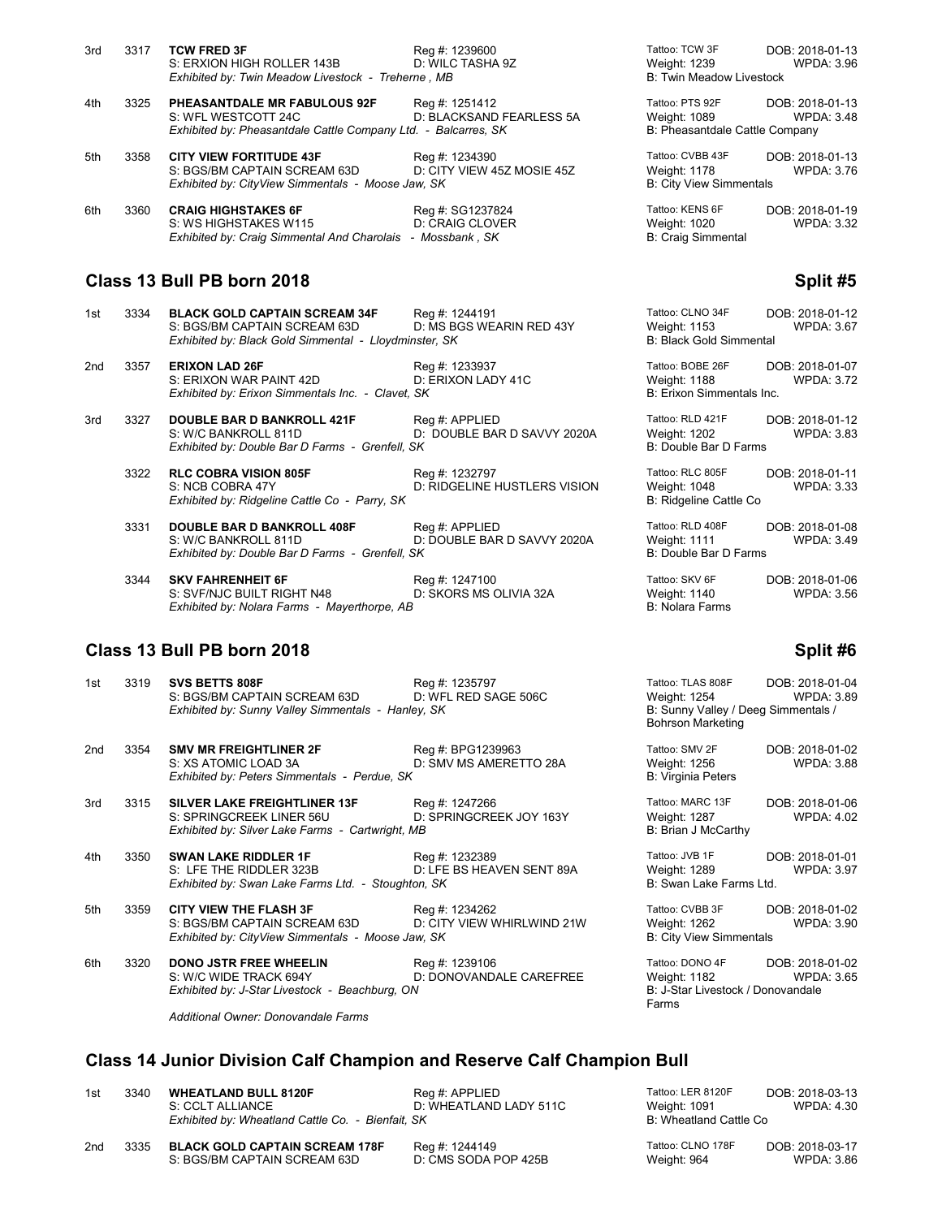| Place | No. | Entry | Reg #/Dam | Tattoo/Weight/Breeder | DOB/WPDA |
|---|---|---|---|---|---|
| 3rd | 3317 | **TCW FRED 3F**<br>S: ERXION HIGH ROLLER 143B<br>*Exhibited by: Twin Meadow Livestock - Treherne , MB* | Reg #: 1239600<br>D: WILC TASHA 9Z | Tattoo: TCW 3F<br>Weight: 1239<br>B: Twin Meadow Livestock | DOB: 2018-01-13<br>WPDA: 3.96 |
| 4th | 3325 | **PHEASANTDALE MR FABULOUS 92F**<br>S: WFL WESTCOTT 24C<br>*Exhibited by: Pheasantdale Cattle Company Ltd. - Balcarres, SK* | Reg #: 1251412<br>D: BLACKSAND FEARLESS 5A | Tattoo: PTS 92F<br>Weight: 1089<br>B: Pheasantdale Cattle Company | DOB: 2018-01-13<br>WPDA: 3.48 |
| 5th | 3358 | **CITY VIEW FORTITUDE 43F**<br>S: BGS/BM CAPTAIN SCREAM 63D<br>*Exhibited by: CityView Simmentals - Moose Jaw, SK* | Reg #: 1234390<br>D: CITY VIEW 45Z MOSIE 45Z | Tattoo: CVBB 43F<br>Weight: 1178<br>B: City View Simmentals | DOB: 2018-01-13<br>WPDA: 3.76 |
| 6th | 3360 | **CRAIG HIGHSTAKES 6F**<br>S: WS HIGHSTAKES W115<br>*Exhibited by: Craig Simmental And Charolais - Mossbank , SK* | Reg #: SG1237824<br>D: CRAIG CLOVER | Tattoo: KENS 6F<br>Weight: 1020<br>B: Craig Simmental | DOB: 2018-01-19<br>WPDA: 3.32 |

## Class 13 Bull PB born 2018 — Split #5

| Place | No. | Entry | Reg #/Dam | Tattoo/Weight/Breeder | DOB/WPDA |
|---|---|---|---|---|---|
| 1st | 3334 | **BLACK GOLD CAPTAIN SCREAM 34F**<br>S: BGS/BM CAPTAIN SCREAM 63D<br>*Exhibited by: Black Gold Simmental - Lloydminster, SK* | Reg #: 1244191<br>D: MS BGS WEARIN RED 43Y | Tattoo: CLNO 34F<br>Weight: 1153<br>B: Black Gold Simmental | DOB: 2018-01-12<br>WPDA: 3.67 |
| 2nd | 3357 | **ERIXON LAD 26F**<br>S: ERIXON WAR PAINT 42D<br>*Exhibited by: Erixon Simmentals Inc. - Clavet, SK* | Reg #: 1233937<br>D: ERIXON LADY 41C | Tattoo: BOBE 26F<br>Weight: 1188<br>B: Erixon Simmentals Inc. | DOB: 2018-01-07<br>WPDA: 3.72 |
| 3rd | 3327 | **DOUBLE BAR D BANKROLL 421F**<br>S: W/C BANKROLL 811D<br>*Exhibited by: Double Bar D Farms - Grenfell, SK* | Reg #: APPLIED<br>D: DOUBLE BAR D SAVVY 2020A | Tattoo: RLD 421F<br>Weight: 1202<br>B: Double Bar D Farms | DOB: 2018-01-12<br>WPDA: 3.83 |
| | 3322 | **RLC COBRA VISION 805F**<br>S: NCB COBRA 47Y<br>*Exhibited by: Ridgeline Cattle Co - Parry, SK* | Reg #: 1232797<br>D: RIDGELINE HUSTLERS VISION | Tattoo: RLC 805F<br>Weight: 1048<br>B: Ridgeline Cattle Co | DOB: 2018-01-11<br>WPDA: 3.33 |
| | 3331 | **DOUBLE BAR D BANKROLL 408F**<br>S: W/C BANKROLL 811D<br>*Exhibited by: Double Bar D Farms - Grenfell, SK* | Reg #: APPLIED<br>D: DOUBLE BAR D SAVVY 2020A | Tattoo: RLD 408F<br>Weight: 1111<br>B: Double Bar D Farms | DOB: 2018-01-08<br>WPDA: 3.49 |
| | 3344 | **SKV FAHRENHEIT 6F**<br>S: SVF/NJC BUILT RIGHT N48<br>*Exhibited by: Nolara Farms - Mayerthorpe, AB* | Reg #: 1247100<br>D: SKORS MS OLIVIA 32A | Tattoo: SKV 6F<br>Weight: 1140<br>B: Nolara Farms | DOB: 2018-01-06<br>WPDA: 3.56 |

## Class 13 Bull PB born 2018 — Split #6

| Place | No. | Entry | Reg #/Dam | Tattoo/Weight/Breeder | DOB/WPDA |
|---|---|---|---|---|---|
| 1st | 3319 | **SVS BETTS 808F**<br>S: BGS/BM CAPTAIN SCREAM 63D<br>*Exhibited by: Sunny Valley Simmentals - Hanley, SK* | Reg #: 1235797<br>D: WFL RED SAGE 506C | Tattoo: TLAS 808F<br>Weight: 1254<br>B: Sunny Valley / Deeg Simmentals / Bohrson Marketing | DOB: 2018-01-04<br>WPDA: 3.89 |
| 2nd | 3354 | **SMV MR FREIGHTLINER 2F**<br>S: XS ATOMIC LOAD 3A<br>*Exhibited by: Peters Simmentals - Perdue, SK* | Reg #: BPG1239963<br>D: SMV MS AMERETTO 28A | Tattoo: SMV 2F<br>Weight: 1256<br>B: Virginia Peters | DOB: 2018-01-02<br>WPDA: 3.88 |
| 3rd | 3315 | **SILVER LAKE FREIGHTLINER 13F**<br>S: SPRINGCREEK LINER 56U<br>*Exhibited by: Silver Lake Farms - Cartwright, MB* | Reg #: 1247266<br>D: SPRINGCREEK JOY 163Y | Tattoo: MARC 13F<br>Weight: 1287<br>B: Brian J McCarthy | DOB: 2018-01-06<br>WPDA: 4.02 |
| 4th | 3350 | **SWAN LAKE RIDDLER 1F**<br>S: LFE THE RIDDLER 323B<br>*Exhibited by: Swan Lake Farms Ltd. - Stoughton, SK* | Reg #: 1232389<br>D: LFE BS HEAVEN SENT 89A | Tattoo: JVB 1F<br>Weight: 1289<br>B: Swan Lake Farms Ltd. | DOB: 2018-01-01<br>WPDA: 3.97 |
| 5th | 3359 | **CITY VIEW THE FLASH 3F**<br>S: BGS/BM CAPTAIN SCREAM 63D<br>*Exhibited by: CityView Simmentals - Moose Jaw, SK* | Reg #: 1234262<br>D: CITY VIEW WHIRLWIND 21W | Tattoo: CVBB 3F<br>Weight: 1262<br>B: City View Simmentals | DOB: 2018-01-02<br>WPDA: 3.90 |
| 6th | 3320 | **DONO JSTR FREE WHEELIN**<br>S: W/C WIDE TRACK 694Y<br>*Exhibited by: J-Star Livestock - Beachburg, ON*<br>*Additional Owner: Donovandale Farms* | Reg #: 1239106<br>D: DONOVANDALE CAREFREE | Tattoo: DONO 4F<br>Weight: 1182<br>B: J-Star Livestock / Donovandale Farms | DOB: 2018-01-02<br>WPDA: 3.65 |

## Class 14 Junior Division Calf Champion and Reserve Calf Champion Bull

| Place | No. | Entry | Reg #/Dam | Tattoo/Weight/Breeder | DOB/WPDA |
|---|---|---|---|---|---|
| 1st | 3340 | **WHEATLAND BULL 8120F**<br>S: CCLT ALLIANCE<br>*Exhibited by: Wheatland Cattle Co. - Bienfait, SK* | Reg #: APPLIED<br>D: WHEATLAND LADY 511C | Tattoo: LER 8120F<br>Weight: 1091<br>B: Wheatland Cattle Co | DOB: 2018-03-13<br>WPDA: 4.30 |
| 2nd | 3335 | **BLACK GOLD CAPTAIN SCREAM 178F**<br>S: BGS/BM CAPTAIN SCREAM 63D | Reg #: 1244149<br>D: CMS SODA POP 425B | Tattoo: CLNO 178F<br>Weight: 964 | DOB: 2018-03-17<br>WPDA: 3.86 |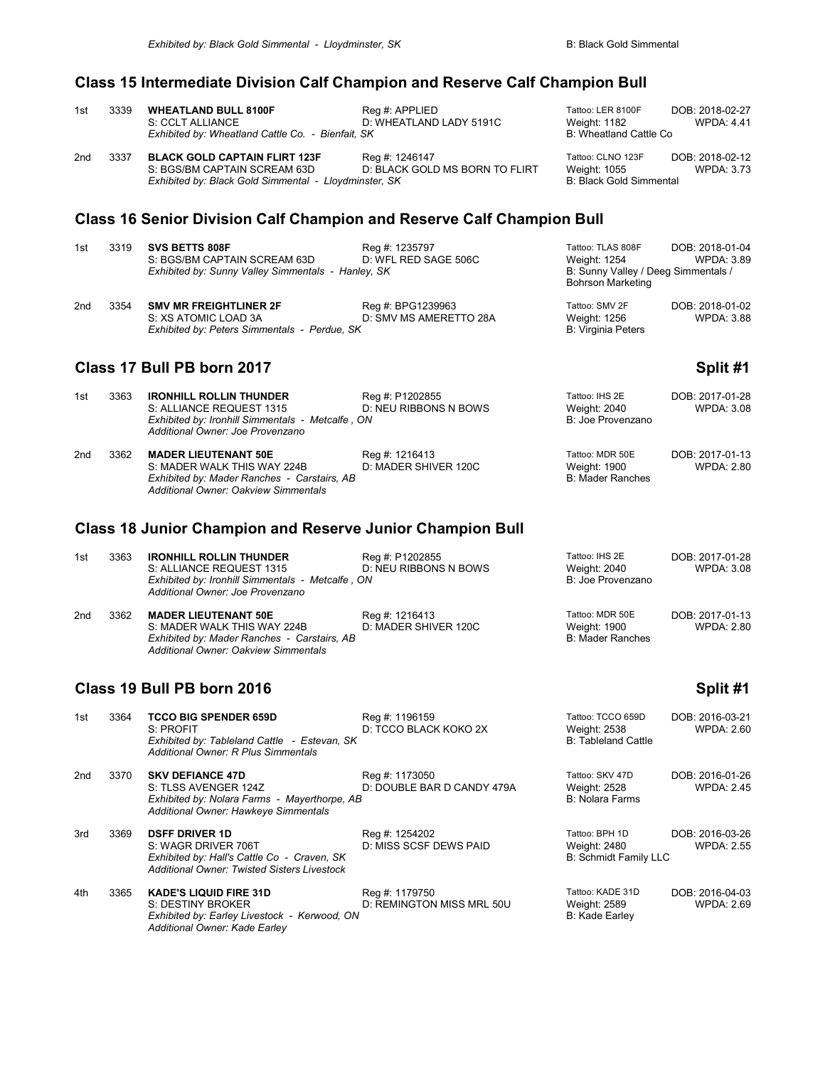*Exhibited by: Black Gold Simmental - Lloydminster, SK* B: Black Gold Simmental

## Class 15 Intermediate Division Calf Champion and Reserve Calf Champion Bull

1st 3339 **WHEATLAND BULL 8100F** Reg #: APPLIED Tattoo: LER 8100F DOB: 2018-02-27
S: CCLT ALLIANCE D: WHEATLAND LADY 5191C Weight: 1182 WPDA: 4.41
*Exhibited by: Wheatland Cattle Co. - Bienfait, SK* B: Wheatland Cattle Co

2nd 3337 **BLACK GOLD CAPTAIN FLIRT 123F** Reg #: 1246147 Tattoo: CLNO 123F DOB: 2018-02-12
S: BGS/BM CAPTAIN SCREAM 63D D: BLACK GOLD MS BORN TO FLIRT Weight: 1055 WPDA: 3.73
*Exhibited by: Black Gold Simmental - Lloydminster, SK* B: Black Gold Simmental

## Class 16 Senior Division Calf Champion and Reserve Calf Champion Bull

1st 3319 **SVS BETTS 808F** Reg #: 1235797 Tattoo: TLAS 808F DOB: 2018-01-04
S: BGS/BM CAPTAIN SCREAM 63D D: WFL RED SAGE 506C Weight: 1254 WPDA: 3.89
*Exhibited by: Sunny Valley Simmentals - Hanley, SK* B: Sunny Valley / Deeg Simmentals / Bohrson Marketing

2nd 3354 **SMV MR FREIGHTLINER 2F** Reg #: BPG1239963 Tattoo: SMV 2F DOB: 2018-01-02
S: XS ATOMIC LOAD 3A D: SMV MS AMERETTO 28A Weight: 1256 WPDA: 3.88
*Exhibited by: Peters Simmentals - Perdue, SK* B: Virginia Peters

## Class 17 Bull PB born 2017 Split #1

1st 3363 **IRONHILL ROLLIN THUNDER** Reg #: P1202855 Tattoo: IHS 2E DOB: 2017-01-28
S: ALLIANCE REQUEST 1315 D: NEU RIBBONS N BOWS Weight: 2040 WPDA: 3.08
*Exhibited by: Ironhill Simmentals - Metcalfe , ON* B: Joe Provenzano
*Additional Owner: Joe Provenzano*

2nd 3362 **MADER LIEUTENANT 50E** Reg #: 1216413 Tattoo: MDR 50E DOB: 2017-01-13
S: MADER WALK THIS WAY 224B D: MADER SHIVER 120C Weight: 1900 WPDA: 2.80
*Exhibited by: Mader Ranches - Carstairs, AB* B: Mader Ranches
*Additional Owner: Oakview Simmentals*

## Class 18 Junior Champion and Reserve Junior Champion Bull

1st 3363 **IRONHILL ROLLIN THUNDER** Reg #: P1202855 Tattoo: IHS 2E DOB: 2017-01-28
S: ALLIANCE REQUEST 1315 D: NEU RIBBONS N BOWS Weight: 2040 WPDA: 3.08
*Exhibited by: Ironhill Simmentals - Metcalfe , ON* B: Joe Provenzano
*Additional Owner: Joe Provenzano*

2nd 3362 **MADER LIEUTENANT 50E** Reg #: 1216413 Tattoo: MDR 50E DOB: 2017-01-13
S: MADER WALK THIS WAY 224B D: MADER SHIVER 120C Weight: 1900 WPDA: 2.80
*Exhibited by: Mader Ranches - Carstairs, AB* B: Mader Ranches
*Additional Owner: Oakview Simmentals*

## Class 19 Bull PB born 2016 Split #1

1st 3364 **TCCO BIG SPENDER 659D** Reg #: 1196159 Tattoo: TCCO 659D DOB: 2016-03-21
S: PROFIT D: TCCO BLACK KOKO 2X Weight: 2538 WPDA: 2.60
*Exhibited by: Tableland Cattle - Estevan, SK* B: Tableland Cattle
*Additional Owner: R Plus Simmentals*

2nd 3370 **SKV DEFIANCE 47D** Reg #: 1173050 Tattoo: SKV 47D DOB: 2016-01-26
S: TLSS AVENGER 124Z D: DOUBLE BAR D CANDY 479A Weight: 2528 WPDA: 2.45
*Exhibited by: Nolara Farms - Mayerthorpe, AB* B: Nolara Farms
*Additional Owner: Hawkeye Simmentals*

3rd 3369 **DSFF DRIVER 1D** Reg #: 1254202 Tattoo: BPH 1D DOB: 2016-03-26
S: WAGR DRIVER 706T D: MISS SCSF DEWS PAID Weight: 2480 WPDA: 2.55
*Exhibited by: Hall's Cattle Co - Craven, SK* B: Schmidt Family LLC
*Additional Owner: Twisted Sisters Livestock*

4th 3365 **KADE'S LIQUID FIRE 31D** Reg #: 1179750 Tattoo: KADE 31D DOB: 2016-04-03
S: DESTINY BROKER D: REMINGTON MISS MRL 50U Weight: 2589 WPDA: 2.69
*Exhibited by: Earley Livestock - Kerwood, ON* B: Kade Earley
*Additional Owner: Kade Earley*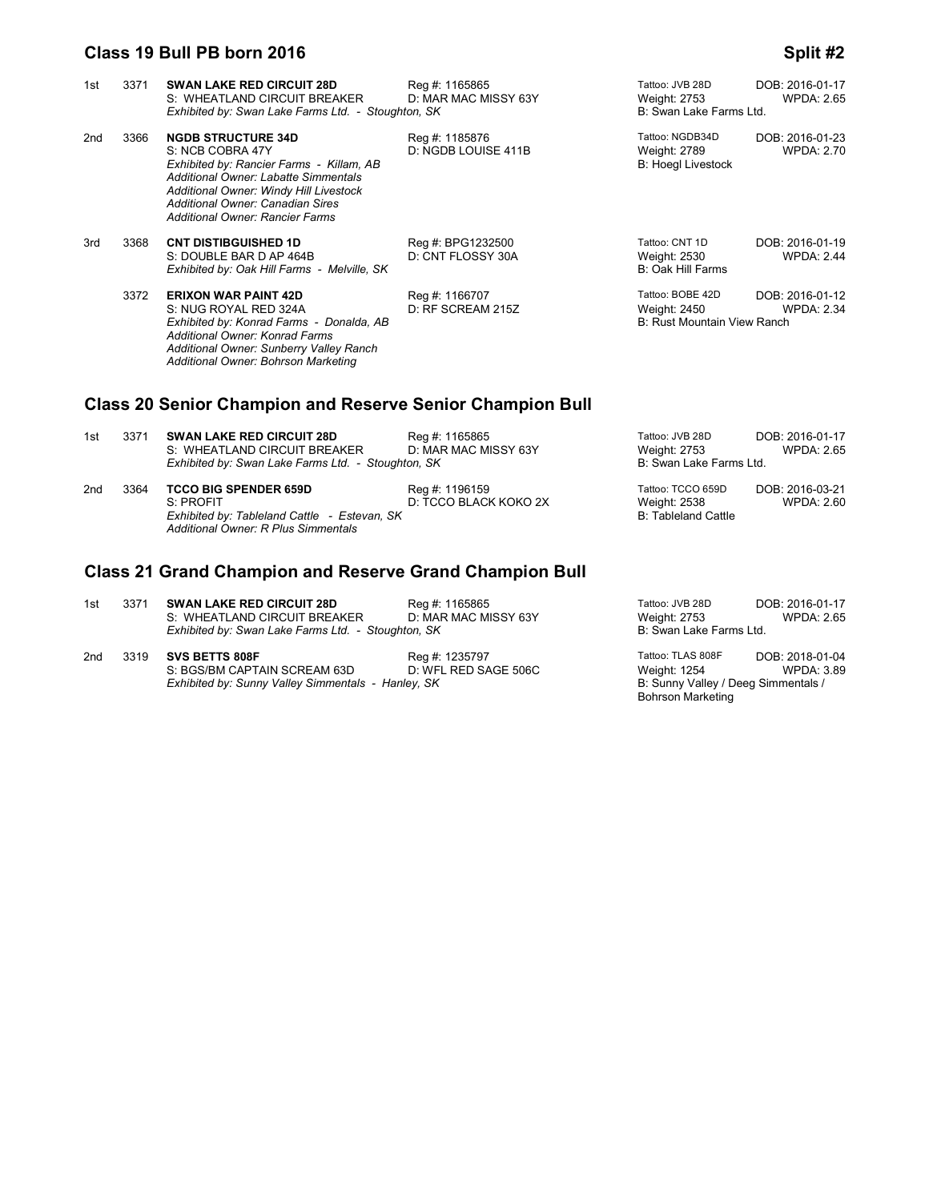## Class 19 Bull PB born 2016

**Split #2**

1st 3371 **SWAN LAKE RED CIRCUIT 28D** Reg #: 1165865 Tattoo: JVB 28D DOB: 2016-01-17
S: WHEATLAND CIRCUIT BREAKER D: MAR MAC MISSY 63Y Weight: 2753 WPDA: 2.65
*Exhibited by: Swan Lake Farms Ltd. - Stoughton, SK* B: Swan Lake Farms Ltd.

2nd 3366 **NGDB STRUCTURE 34D** Reg #: 1185876 Tattoo: NGDB34D DOB: 2016-01-23
S: NCB COBRA 47Y D: NGDB LOUISE 411B Weight: 2789 WPDA: 2.70
*Exhibited by: Rancier Farms - Killam, AB* B: Hoegl Livestock
*Additional Owner: Labatte Simmentals*
*Additional Owner: Windy Hill Livestock*
*Additional Owner: Canadian Sires*
*Additional Owner: Rancier Farms*

3rd 3368 **CNT DISTIBGUISHED 1D** Reg #: BPG1232500 Tattoo: CNT 1D DOB: 2016-01-19
S: DOUBLE BAR D AP 464B D: CNT FLOSSY 30A Weight: 2530 WPDA: 2.44
*Exhibited by: Oak Hill Farms - Melville, SK* B: Oak Hill Farms

3372 **ERIXON WAR PAINT 42D** Reg #: 1166707 Tattoo: BOBE 42D DOB: 2016-01-12
S: NUG ROYAL RED 324A D: RF SCREAM 215Z Weight: 2450 WPDA: 2.34
*Exhibited by: Konrad Farms - Donalda, AB* B: Rust Mountain View Ranch
*Additional Owner: Konrad Farms*
*Additional Owner: Sunberry Valley Ranch*
*Additional Owner: Bohrson Marketing*

## Class 20 Senior Champion and Reserve Senior Champion Bull

1st 3371 **SWAN LAKE RED CIRCUIT 28D** Reg #: 1165865 Tattoo: JVB 28D DOB: 2016-01-17
S: WHEATLAND CIRCUIT BREAKER D: MAR MAC MISSY 63Y Weight: 2753 WPDA: 2.65
*Exhibited by: Swan Lake Farms Ltd. - Stoughton, SK* B: Swan Lake Farms Ltd.

2nd 3364 **TCCO BIG SPENDER 659D** Reg #: 1196159 Tattoo: TCCO 659D DOB: 2016-03-21
S: PROFIT D: TCCO BLACK KOKO 2X Weight: 2538 WPDA: 2.60
*Exhibited by: Tableland Cattle - Estevan, SK* B: Tableland Cattle
*Additional Owner: R Plus Simmentals*

## Class 21 Grand Champion and Reserve Grand Champion Bull

1st 3371 **SWAN LAKE RED CIRCUIT 28D** Reg #: 1165865 Tattoo: JVB 28D DOB: 2016-01-17
S: WHEATLAND CIRCUIT BREAKER D: MAR MAC MISSY 63Y Weight: 2753 WPDA: 2.65
*Exhibited by: Swan Lake Farms Ltd. - Stoughton, SK* B: Swan Lake Farms Ltd.

2nd 3319 **SVS BETTS 808F** Reg #: 1235797 Tattoo: TLAS 808F DOB: 2018-01-04
S: BGS/BM CAPTAIN SCREAM 63D D: WFL RED SAGE 506C Weight: 1254 WPDA: 3.89
*Exhibited by: Sunny Valley Simmentals - Hanley, SK* B: Sunny Valley / Deeg Simmentals / Bohrson Marketing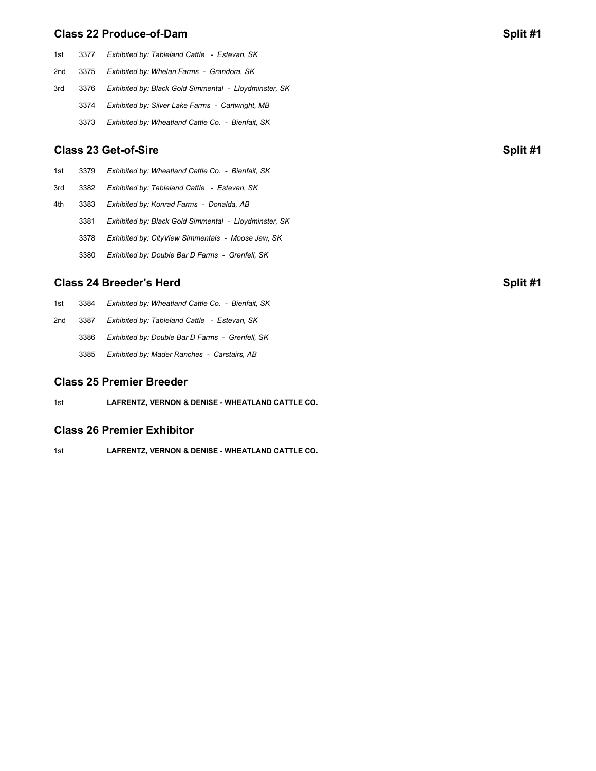## Class 22 Produce-of-Dam — Split #1

| | | |
|---|---|---|
| 1st | 3377 | *Exhibited by: Tableland Cattle - Estevan, SK* |
| 2nd | 3375 | *Exhibited by: Whelan Farms - Grandora, SK* |
| 3rd | 3376 | *Exhibited by: Black Gold Simmental - Lloydminster, SK* |
| | 3374 | *Exhibited by: Silver Lake Farms - Cartwright, MB* |
| | 3373 | *Exhibited by: Wheatland Cattle Co. - Bienfait, SK* |

## Class 23 Get-of-Sire — Split #1

| | | |
|---|---|---|
| 1st | 3379 | *Exhibited by: Wheatland Cattle Co. - Bienfait, SK* |
| 3rd | 3382 | *Exhibited by: Tableland Cattle - Estevan, SK* |
| 4th | 3383 | *Exhibited by: Konrad Farms - Donalda, AB* |
| | 3381 | *Exhibited by: Black Gold Simmental - Lloydminster, SK* |
| | 3378 | *Exhibited by: CityView Simmentals - Moose Jaw, SK* |
| | 3380 | *Exhibited by: Double Bar D Farms - Grenfell, SK* |

## Class 24 Breeder's Herd — Split #1

| | | |
|---|---|---|
| 1st | 3384 | *Exhibited by: Wheatland Cattle Co. - Bienfait, SK* |
| 2nd | 3387 | *Exhibited by: Tableland Cattle - Estevan, SK* |
| | 3386 | *Exhibited by: Double Bar D Farms - Grenfell, SK* |
| | 3385 | *Exhibited by: Mader Ranches - Carstairs, AB* |

## Class 25 Premier Breeder

1st **LAFRENTZ, VERNON & DENISE - WHEATLAND CATTLE CO.**

## Class 26 Premier Exhibitor

1st **LAFRENTZ, VERNON & DENISE - WHEATLAND CATTLE CO.**